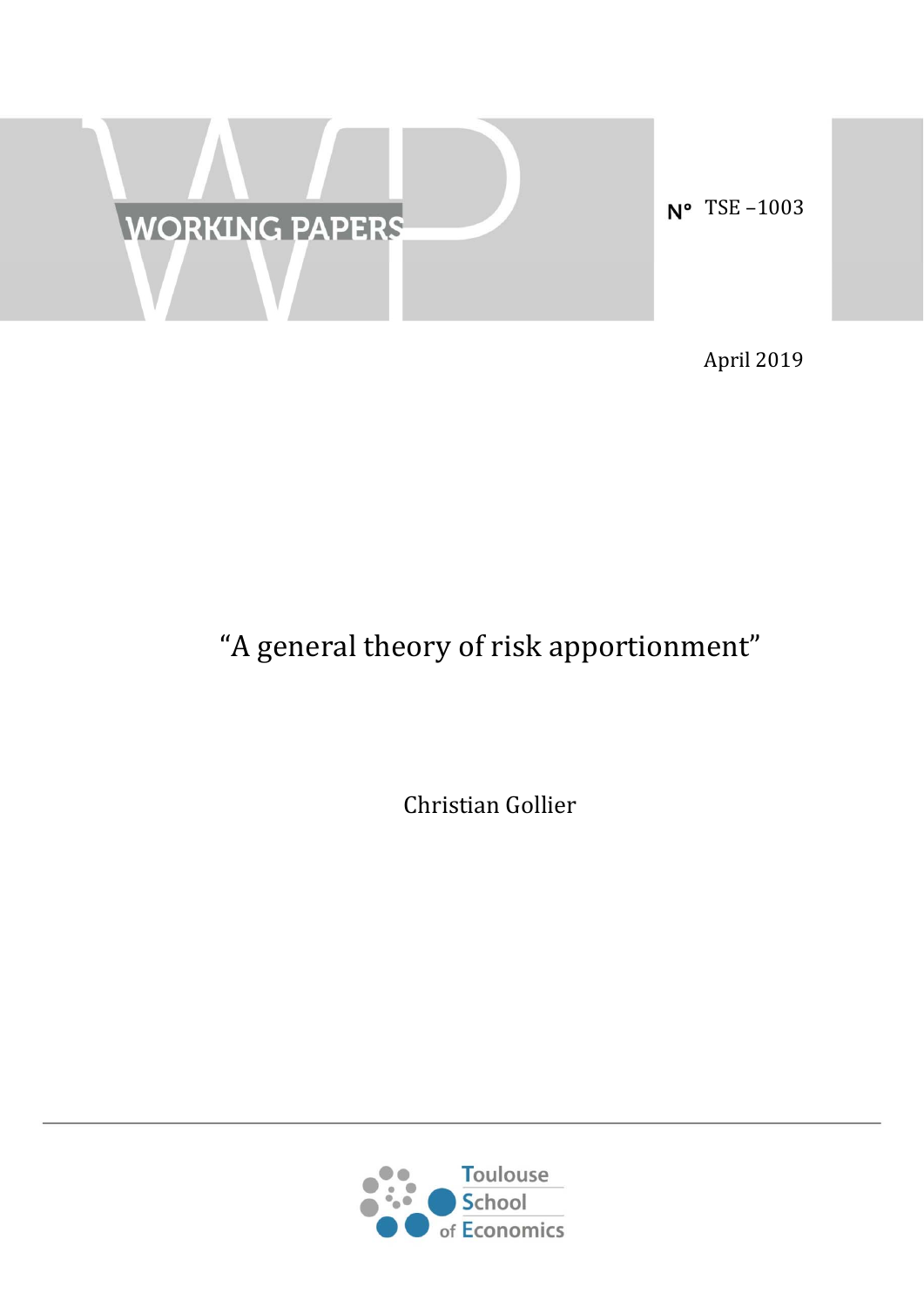WORKING PAPERS

N° TSE –1003

April 2019

# "A general theory of risk apportionment"

Christian Gollier

Toulouse School of Economics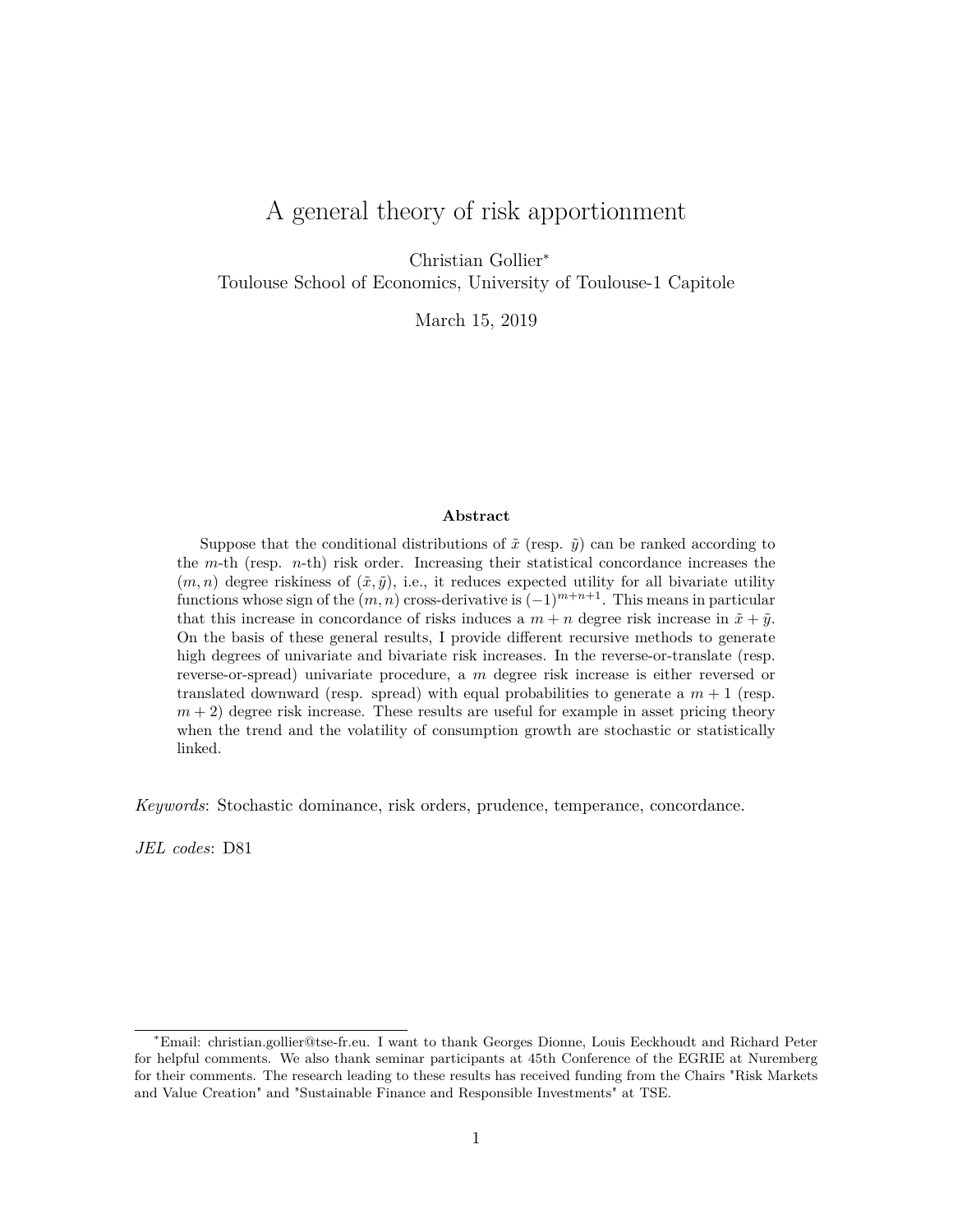# A general theory of risk apportionment

Christian Gollier[*]

Toulouse School of Economics, University of Toulouse-1 Capitole

March 15, 2019

**Abstract**

Suppose that the conditional distributions of $\tilde{x}$ (resp. $\tilde{y}$) can be ranked according to the $m$-th (resp. $n$-th) risk order. Increasing their statistical concordance increases the $(m, n)$ degree riskiness of $(\tilde{x}, \tilde{y})$, i.e., it reduces expected utility for all bivariate utility functions whose sign of the $(m, n)$ cross-derivative is $(-1)^{m+n+1}$. This means in particular that this increase in concordance of risks induces a $m + n$ degree risk increase in $\tilde{x} + \tilde{y}$. On the basis of these general results, I provide different recursive methods to generate high degrees of univariate and bivariate risk increases. In the reverse-or-translate (resp. reverse-or-spread) univariate procedure, a $m$ degree risk increase is either reversed or translated downward (resp. spread) with equal probabilities to generate a $m + 1$ (resp. $m + 2$) degree risk increase. These results are useful for example in asset pricing theory when the trend and the volatility of consumption growth are stochastic or statistically linked.

*Keywords*: Stochastic dominance, risk orders, prudence, temperance, concordance.

*JEL codes*: D81

[*]Email: christian.gollier@tse-fr.eu. I want to thank Georges Dionne, Louis Eeckhoudt and Richard Peter for helpful comments. We also thank seminar participants at 45th Conference of the EGRIE at Nuremberg for their comments. The research leading to these results has received funding from the Chairs "Risk Markets and Value Creation" and "Sustainable Finance and Responsible Investments" at TSE.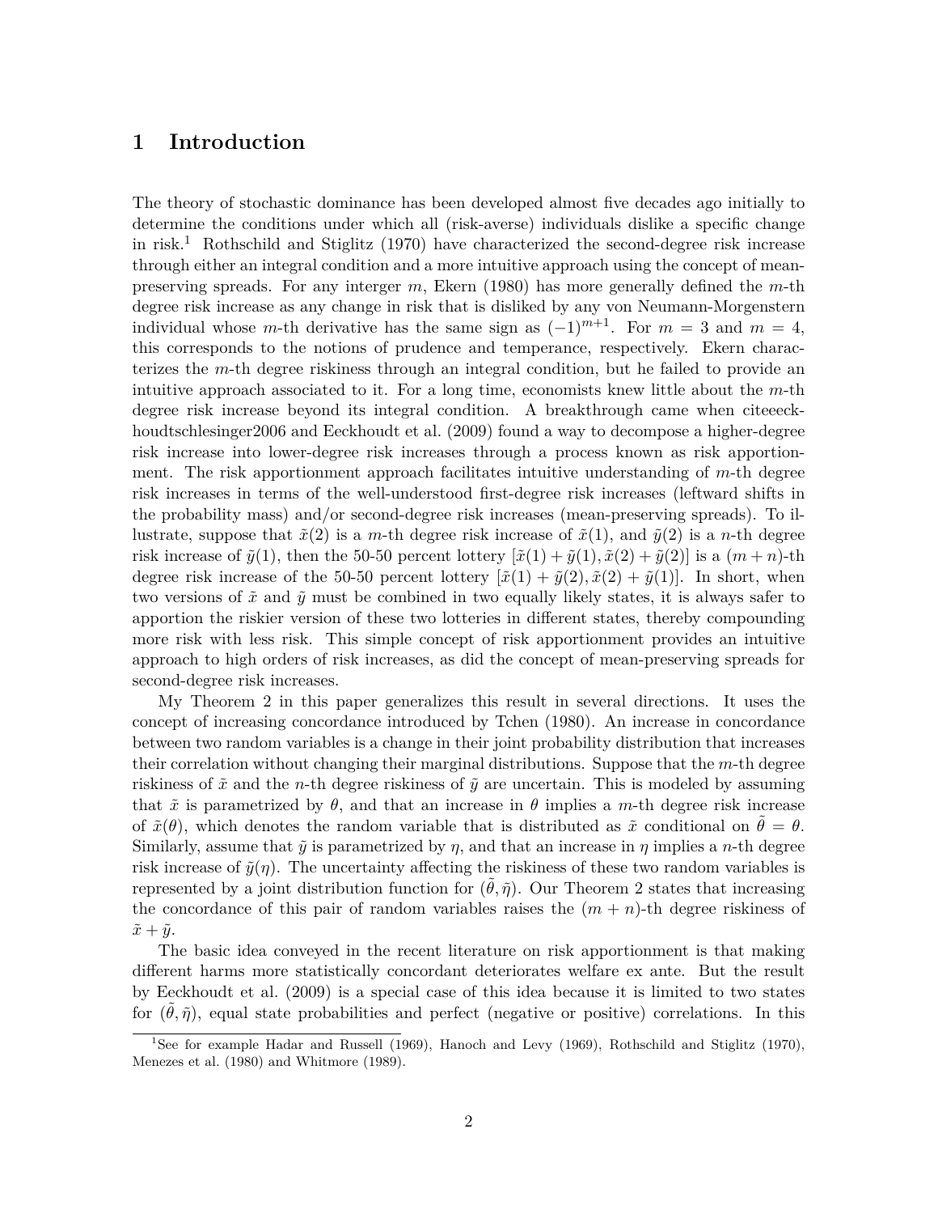# 1 Introduction

The theory of stochastic dominance has been developed almost five decades ago initially to determine the conditions under which all (risk-averse) individuals dislike a specific change in risk.[1] Rothschild and Stiglitz (1970) have characterized the second-degree risk increase through either an integral condition and a more intuitive approach using the concept of mean-preserving spreads. For any interger $m$, Ekern (1980) has more generally defined the $m$-th degree risk increase as any change in risk that is disliked by any von Neumann-Morgenstern individual whose $m$-th derivative has the same sign as $(-1)^{m+1}$. For $m = 3$ and $m = 4$, this corresponds to the notions of prudence and temperance, respectively. Ekern characterizes the $m$-th degree riskiness through an integral condition, but he failed to provide an intuitive approach associated to it. For a long time, economists knew little about the $m$-th degree risk increase beyond its integral condition. A breakthrough came when citeeeckhoudtschlesinger2006 and Eeckhoudt et al. (2009) found a way to decompose a higher-degree risk increase into lower-degree risk increases through a process known as risk apportionment. The risk apportionment approach facilitates intuitive understanding of $m$-th degree risk increases in terms of the well-understood first-degree risk increases (leftward shifts in the probability mass) and/or second-degree risk increases (mean-preserving spreads). To illustrate, suppose that $\tilde{x}(2)$ is a $m$-th degree risk increase of $\tilde{x}(1)$, and $\tilde{y}(2)$ is a $n$-th degree risk increase of $\tilde{y}(1)$, then the 50-50 percent lottery $[\tilde{x}(1) + \tilde{y}(1), \tilde{x}(2) + \tilde{y}(2)]$ is a $(m+n)$-th degree risk increase of the 50-50 percent lottery $[\tilde{x}(1) + \tilde{y}(2), \tilde{x}(2) + \tilde{y}(1)]$. In short, when two versions of $\tilde{x}$ and $\tilde{y}$ must be combined in two equally likely states, it is always safer to apportion the riskier version of these two lotteries in different states, thereby compounding more risk with less risk. This simple concept of risk apportionment provides an intuitive approach to high orders of risk increases, as did the concept of mean-preserving spreads for second-degree risk increases.

My Theorem 2 in this paper generalizes this result in several directions. It uses the concept of increasing concordance introduced by Tchen (1980). An increase in concordance between two random variables is a change in their joint probability distribution that increases their correlation without changing their marginal distributions. Suppose that the $m$-th degree riskiness of $\tilde{x}$ and the $n$-th degree riskiness of $\tilde{y}$ are uncertain. This is modeled by assuming that $\tilde{x}$ is parametrized by $\theta$, and that an increase in $\theta$ implies a $m$-th degree risk increase of $\tilde{x}(\theta)$, which denotes the random variable that is distributed as $\tilde{x}$ conditional on $\tilde{\theta} = \theta$. Similarly, assume that $\tilde{y}$ is parametrized by $\eta$, and that an increase in $\eta$ implies a $n$-th degree risk increase of $\tilde{y}(\eta)$. The uncertainty affecting the riskiness of these two random variables is represented by a joint distribution function for $(\tilde{\theta}, \tilde{\eta})$. Our Theorem 2 states that increasing the concordance of this pair of random variables raises the $(m+n)$-th degree riskiness of $\tilde{x} + \tilde{y}$.

The basic idea conveyed in the recent literature on risk apportionment is that making different harms more statistically concordant deteriorates welfare ex ante. But the result by Eeckhoudt et al. (2009) is a special case of this idea because it is limited to two states for $(\tilde{\theta}, \tilde{\eta})$, equal state probabilities and perfect (negative or positive) correlations. In this

[1] See for example Hadar and Russell (1969), Hanoch and Levy (1969), Rothschild and Stiglitz (1970), Menezes et al. (1980) and Whitmore (1989).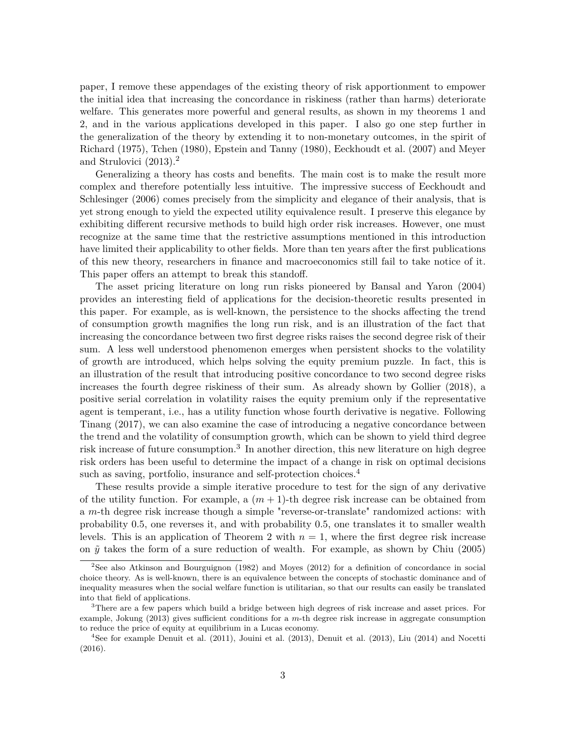paper, I remove these appendages of the existing theory of risk apportionment to empower the initial idea that increasing the concordance in riskiness (rather than harms) deteriorate welfare. This generates more powerful and general results, as shown in my theorems 1 and 2, and in the various applications developed in this paper. I also go one step further in the generalization of the theory by extending it to non-monetary outcomes, in the spirit of Richard (1975), Tchen (1980), Epstein and Tanny (1980), Eeckhoudt et al. (2007) and Meyer and Strulovici (2013).[2]

Generalizing a theory has costs and benefits. The main cost is to make the result more complex and therefore potentially less intuitive. The impressive success of Eeckhoudt and Schlesinger (2006) comes precisely from the simplicity and elegance of their analysis, that is yet strong enough to yield the expected utility equivalence result. I preserve this elegance by exhibiting different recursive methods to build high order risk increases. However, one must recognize at the same time that the restrictive assumptions mentioned in this introduction have limited their applicability to other fields. More than ten years after the first publications of this new theory, researchers in finance and macroeconomics still fail to take notice of it. This paper offers an attempt to break this standoff.

The asset pricing literature on long run risks pioneered by Bansal and Yaron (2004) provides an interesting field of applications for the decision-theoretic results presented in this paper. For example, as is well-known, the persistence to the shocks affecting the trend of consumption growth magnifies the long run risk, and is an illustration of the fact that increasing the concordance between two first degree risks raises the second degree risk of their sum. A less well understood phenomenon emerges when persistent shocks to the volatility of growth are introduced, which helps solving the equity premium puzzle. In fact, this is an illustration of the result that introducing positive concordance to two second degree risks increases the fourth degree riskiness of their sum. As already shown by Gollier (2018), a positive serial correlation in volatility raises the equity premium only if the representative agent is temperant, i.e., has a utility function whose fourth derivative is negative. Following Tinang (2017), we can also examine the case of introducing a negative concordance between the trend and the volatility of consumption growth, which can be shown to yield third degree risk increase of future consumption.[3] In another direction, this new literature on high degree risk orders has been useful to determine the impact of a change in risk on optimal decisions such as saving, portfolio, insurance and self-protection choices.[4]

These results provide a simple iterative procedure to test for the sign of any derivative of the utility function. For example, a $(m+1)$-th degree risk increase can be obtained from a $m$-th degree risk increase though a simple "reverse-or-translate" randomized actions: with probability 0.5, one reverses it, and with probability 0.5, one translates it to smaller wealth levels. This is an application of Theorem 2 with $n = 1$, where the first degree risk increase on $\tilde{y}$ takes the form of a sure reduction of wealth. For example, as shown by Chiu (2005)

[2] See also Atkinson and Bourguignon (1982) and Moyes (2012) for a definition of concordance in social choice theory. As is well-known, there is an equivalence between the concepts of stochastic dominance and of inequality measures when the social welfare function is utilitarian, so that our results can easily be translated into that field of applications.

[3] There are a few papers which build a bridge between high degrees of risk increase and asset prices. For example, Jokung (2013) gives sufficient conditions for a $m$-th degree risk increase in aggregate consumption to reduce the price of equity at equilibrium in a Lucas economy.

[4] See for example Denuit et al. (2011), Jouini et al. (2013), Denuit et al. (2013), Liu (2014) and Nocetti (2016).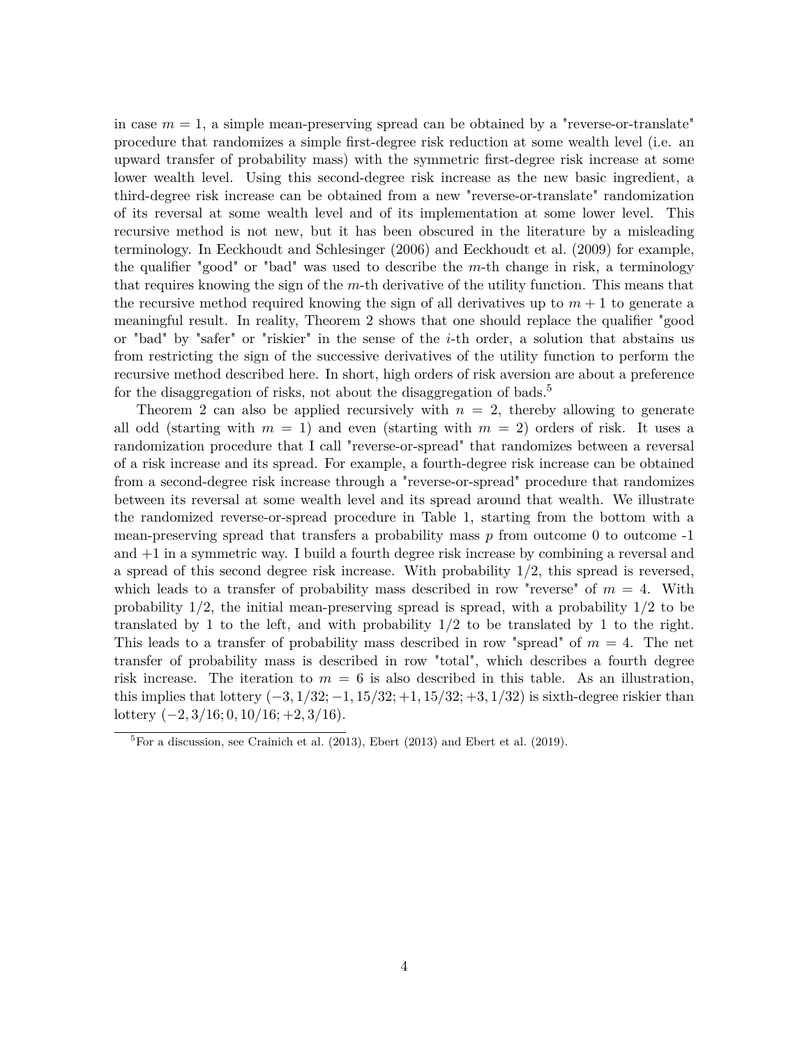in case $m = 1$, a simple mean-preserving spread can be obtained by a "reverse-or-translate" procedure that randomizes a simple first-degree risk reduction at some wealth level (i.e. an upward transfer of probability mass) with the symmetric first-degree risk increase at some lower wealth level. Using this second-degree risk increase as the new basic ingredient, a third-degree risk increase can be obtained from a new "reverse-or-translate" randomization of its reversal at some wealth level and of its implementation at some lower level. This recursive method is not new, but it has been obscured in the literature by a misleading terminology. In Eeckhoudt and Schlesinger (2006) and Eeckhoudt et al. (2009) for example, the qualifier "good" or "bad" was used to describe the $m$-th change in risk, a terminology that requires knowing the sign of the $m$-th derivative of the utility function. This means that the recursive method required knowing the sign of all derivatives up to $m + 1$ to generate a meaningful result. In reality, Theorem 2 shows that one should replace the qualifier "good or "bad" by "safer" or "riskier" in the sense of the $i$-th order, a solution that abstains us from restricting the sign of the successive derivatives of the utility function to perform the recursive method described here. In short, high orders of risk aversion are about a preference for the disaggregation of risks, not about the disaggregation of bads.[5]

Theorem 2 can also be applied recursively with $n = 2$, thereby allowing to generate all odd (starting with $m = 1$) and even (starting with $m = 2$) orders of risk. It uses a randomization procedure that I call "reverse-or-spread" that randomizes between a reversal of a risk increase and its spread. For example, a fourth-degree risk increase can be obtained from a second-degree risk increase through a "reverse-or-spread" procedure that randomizes between its reversal at some wealth level and its spread around that wealth. We illustrate the randomized reverse-or-spread procedure in Table 1, starting from the bottom with a mean-preserving spread that transfers a probability mass $p$ from outcome 0 to outcome -1 and +1 in a symmetric way. I build a fourth degree risk increase by combining a reversal and a spread of this second degree risk increase. With probability 1/2, this spread is reversed, which leads to a transfer of probability mass described in row "reverse" of $m = 4$. With probability 1/2, the initial mean-preserving spread is spread, with a probability 1/2 to be translated by 1 to the left, and with probability 1/2 to be translated by 1 to the right. This leads to a transfer of probability mass described in row "spread" of $m = 4$. The net transfer of probability mass is described in row "total", which describes a fourth degree risk increase. The iteration to $m = 6$ is also described in this table. As an illustration, this implies that lottery $(-3, 1/32; -1, 15/32; +1, 15/32; +3, 1/32)$ is sixth-degree riskier than lottery $(-2, 3/16; 0, 10/16; +2, 3/16)$.

[5] For a discussion, see Crainich et al. (2013), Ebert (2013) and Ebert et al. (2019).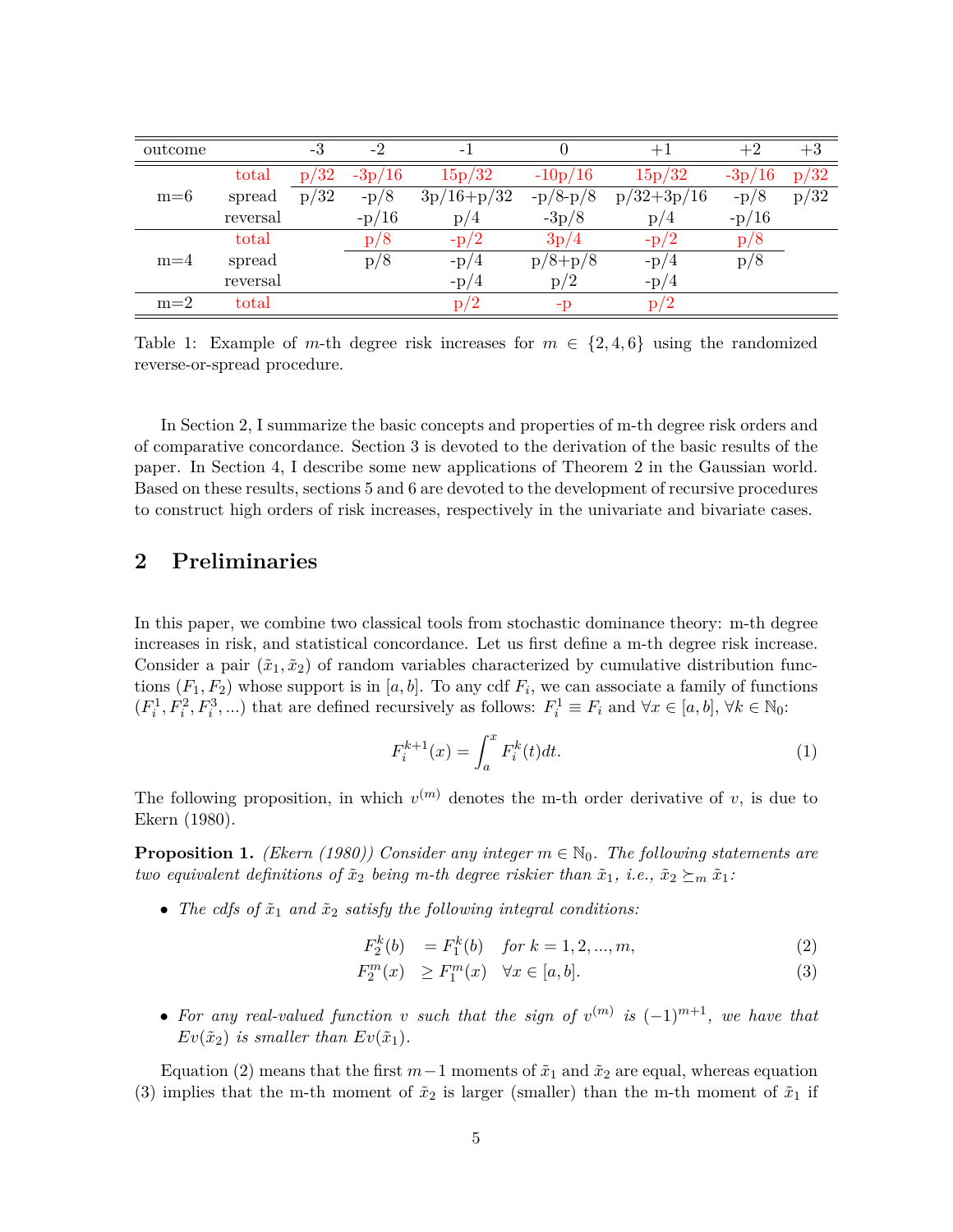| outcome | | -3 | -2 | -1 | 0 | +1 | +2 | +3 |
|---|---|---|---|---|---|---|---|---|
| m=6 | total | p/32 | -3p/16 | 15p/32 | -10p/16 | 15p/32 | -3p/16 | p/32 |
| | spread | p/32 | -p/8 | 3p/16+p/32 | -p/8-p/8 | p/32+3p/16 | -p/8 | p/32 |
| | reversal | | -p/16 | p/4 | -3p/8 | p/4 | -p/16 | |
| m=4 | total | | p/8 | -p/2 | 3p/4 | -p/2 | p/8 | |
| | spread | | p/8 | -p/4 | p/8+p/8 | -p/4 | p/8 | |
| | reversal | | | -p/4 | p/2 | -p/4 | | |
| m=2 | total | | | p/2 | -p | p/2 | | |

Table 1: Example of $m$-th degree risk increases for $m \in \{2, 4, 6\}$ using the randomized reverse-or-spread procedure.

In Section 2, I summarize the basic concepts and properties of m-th degree risk orders and of comparative concordance. Section 3 is devoted to the derivation of the basic results of the paper. In Section 4, I describe some new applications of Theorem 2 in the Gaussian world. Based on these results, sections 5 and 6 are devoted to the development of recursive procedures to construct high orders of risk increases, respectively in the univariate and bivariate cases.

## 2 Preliminaries

In this paper, we combine two classical tools from stochastic dominance theory: m-th degree increases in risk, and statistical concordance. Let us first define a m-th degree risk increase. Consider a pair $(\tilde{x}_1, \tilde{x}_2)$ of random variables characterized by cumulative distribution functions $(F_1, F_2)$ whose support is in $[a, b]$. To any cdf $F_i$, we can associate a family of functions $(F_i^1, F_i^2, F_i^3, ...)$ that are defined recursively as follows: $F_i^1 \equiv F_i$ and $\forall x \in [a, b]$, $\forall k \in \mathbb{N}_0$:

$$F_i^{k+1}(x) = \int_a^x F_i^k(t)dt. \tag{1}$$

The following proposition, in which $v^{(m)}$ denotes the m-th order derivative of $v$, is due to Ekern (1980).

**Proposition 1.** *(Ekern (1980)) Consider any integer $m \in \mathbb{N}_0$. The following statements are two equivalent definitions of $\tilde{x}_2$ being m-th degree riskier than $\tilde{x}_1$, i.e., $\tilde{x}_2 \succeq_m \tilde{x}_1$:*

- *The cdfs of $\tilde{x}_1$ and $\tilde{x}_2$ satisfy the following integral conditions:*

$$F_2^k(b) \quad = F_1^k(b) \quad \text{for } k = 1, 2, ..., m, \tag{2}$$

$$F_2^m(x) \quad \geq F_1^m(x) \quad \forall x \in [a, b]. \tag{3}$$

- *For any real-valued function $v$ such that the sign of $v^{(m)}$ is $(-1)^{m+1}$, we have that $Ev(\tilde{x}_2)$ is smaller than $Ev(\tilde{x}_1)$.*

Equation (2) means that the first $m-1$ moments of $\tilde{x}_1$ and $\tilde{x}_2$ are equal, whereas equation (3) implies that the m-th moment of $\tilde{x}_2$ is larger (smaller) than the m-th moment of $\tilde{x}_1$ if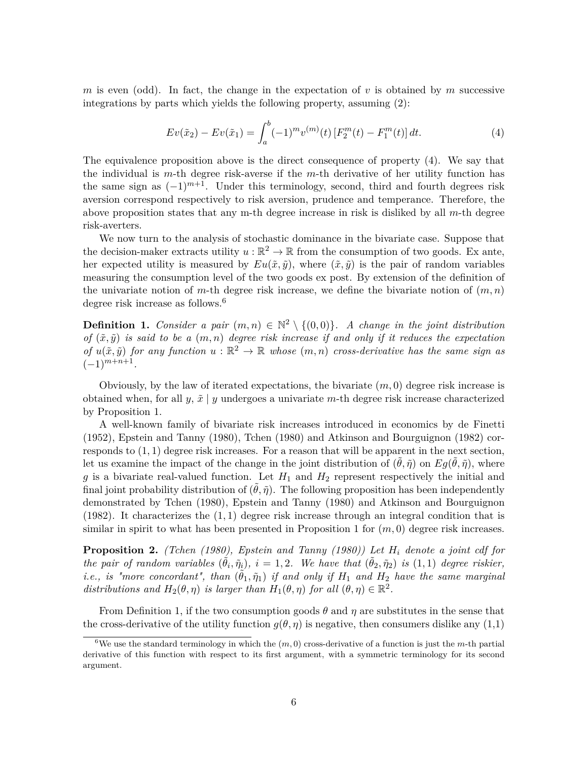$m$ is even (odd). In fact, the change in the expectation of $v$ is obtained by $m$ successive integrations by parts which yields the following property, assuming (2):

$$Ev(\tilde{x}_2) - Ev(\tilde{x}_1) = \int_a^b (-1)^m v^{(m)}(t) \left[F_2^m(t) - F_1^m(t)\right] dt. \tag{4}$$

The equivalence proposition above is the direct consequence of property (4). We say that the individual is $m$-th degree risk-averse if the $m$-th derivative of her utility function has the same sign as $(-1)^{m+1}$. Under this terminology, second, third and fourth degrees risk aversion correspond respectively to risk aversion, prudence and temperance. Therefore, the above proposition states that any m-th degree increase in risk is disliked by all $m$-th degree risk-averters.

We now turn to the analysis of stochastic dominance in the bivariate case. Suppose that the decision-maker extracts utility $u : \mathbb{R}^2 \to \mathbb{R}$ from the consumption of two goods. Ex ante, her expected utility is measured by $Eu(\tilde{x}, \tilde{y})$, where $(\tilde{x}, \tilde{y})$ is the pair of random variables measuring the consumption level of the two goods ex post. By extension of the definition of the univariate notion of $m$-th degree risk increase, we define the bivariate notion of $(m, n)$ degree risk increase as follows.[6]

**Definition 1.** *Consider a pair $(m, n) \in \mathbb{N}^2 \setminus \{(0, 0)\}$. A change in the joint distribution of $(\tilde{x}, \tilde{y})$ is said to be a $(m, n)$ degree risk increase if and only if it reduces the expectation of $u(\tilde{x}, \tilde{y})$ for any function $u : \mathbb{R}^2 \to \mathbb{R}$ whose $(m, n)$ cross-derivative has the same sign as $(-1)^{m+n+1}$.*

Obviously, by the law of iterated expectations, the bivariate $(m, 0)$ degree risk increase is obtained when, for all $y$, $\tilde{x} \mid y$ undergoes a univariate $m$-th degree risk increase characterized by Proposition 1.

A well-known family of bivariate risk increases introduced in economics by de Finetti (1952), Epstein and Tanny (1980), Tchen (1980) and Atkinson and Bourguignon (1982) corresponds to $(1, 1)$ degree risk increases. For a reason that will be apparent in the next section, let us examine the impact of the change in the joint distribution of $(\tilde{\theta}, \tilde{\eta})$ on $Eg(\tilde{\theta}, \tilde{\eta})$, where $g$ is a bivariate real-valued function. Let $H_1$ and $H_2$ represent respectively the initial and final joint probability distribution of $(\tilde{\theta}, \tilde{\eta})$. The following proposition has been independently demonstrated by Tchen (1980), Epstein and Tanny (1980) and Atkinson and Bourguignon (1982). It characterizes the $(1, 1)$ degree risk increase through an integral condition that is similar in spirit to what has been presented in Proposition 1 for $(m, 0)$ degree risk increases.

**Proposition 2.** *(Tchen (1980), Epstein and Tanny (1980)) Let $H_i$ denote a joint cdf for the pair of random variables $(\tilde{\theta}_i, \tilde{\eta}_i)$, $i = 1, 2$. We have that $(\tilde{\theta}_2, \tilde{\eta}_2)$ is $(1, 1)$ degree riskier, i.e., is "more concordant", than $(\tilde{\theta}_1, \tilde{\eta}_1)$ if and only if $H_1$ and $H_2$ have the same marginal distributions and $H_2(\theta, \eta)$ is larger than $H_1(\theta, \eta)$ for all $(\theta, \eta) \in \mathbb{R}^2$.*

From Definition 1, if the two consumption goods $\theta$ and $\eta$ are substitutes in the sense that the cross-derivative of the utility function $g(\theta, \eta)$ is negative, then consumers dislike any (1,1)

[6] We use the standard terminology in which the $(m, 0)$ cross-derivative of a function is just the $m$-th partial derivative of this function with respect to its first argument, with a symmetric terminology for its second argument.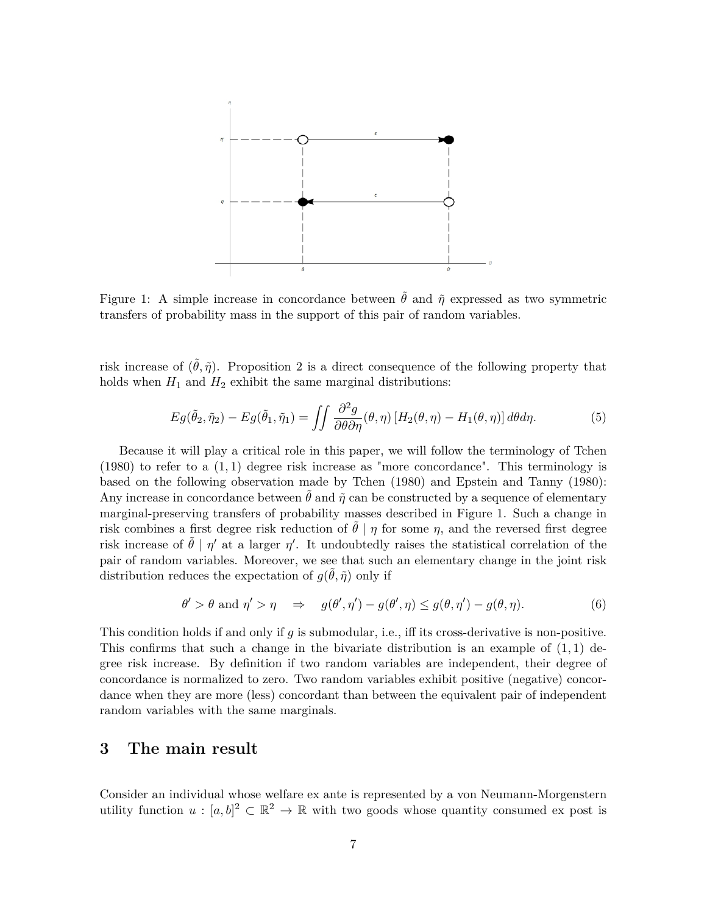Figure 1: A simple increase in concordance between $\tilde{\theta}$ and $\tilde{\eta}$ expressed as two symmetric transfers of probability mass in the support of this pair of random variables.

risk increase of $(\tilde{\theta}, \tilde{\eta})$. Proposition 2 is a direct consequence of the following property that holds when $H_1$ and $H_2$ exhibit the same marginal distributions:

$$Eg(\tilde{\theta}_2, \tilde{\eta}_2) - Eg(\tilde{\theta}_1, \tilde{\eta}_1) = \iint \frac{\partial^2 g}{\partial\theta\partial\eta}(\theta, \eta) \left[H_2(\theta, \eta) - H_1(\theta, \eta)\right] d\theta d\eta. \tag{5}$$

Because it will play a critical role in this paper, we will follow the terminology of Tchen (1980) to refer to a $(1,1)$ degree risk increase as "more concordance". This terminology is based on the following observation made by Tchen (1980) and Epstein and Tanny (1980): Any increase in concordance between $\tilde{\theta}$ and $\tilde{\eta}$ can be constructed by a sequence of elementary marginal-preserving transfers of probability masses described in Figure 1. Such a change in risk combines a first degree risk reduction of $\tilde{\theta} \mid \eta$ for some $\eta$, and the reversed first degree risk increase of $\tilde{\theta} \mid \eta'$ at a larger $\eta'$. It undoubtedly raises the statistical correlation of the pair of random variables. Moreover, we see that such an elementary change in the joint risk distribution reduces the expectation of $g(\tilde{\theta}, \tilde{\eta})$ only if

$$\theta' > \theta \text{ and } \eta' > \eta \quad \Rightarrow \quad g(\theta', \eta') - g(\theta', \eta) \leq g(\theta, \eta') - g(\theta, \eta). \tag{6}$$

This condition holds if and only if $g$ is submodular, i.e., iff its cross-derivative is non-positive. This confirms that such a change in the bivariate distribution is an example of $(1,1)$ degree risk increase. By definition if two random variables are independent, their degree of concordance is normalized to zero. Two random variables exhibit positive (negative) concordance when they are more (less) concordant than between the equivalent pair of independent random variables with the same marginals.

## 3 The main result

Consider an individual whose welfare ex ante is represented by a von Neumann-Morgenstern utility function $u : [a,b]^2 \subset \mathbb{R}^2 \to \mathbb{R}$ with two goods whose quantity consumed ex post is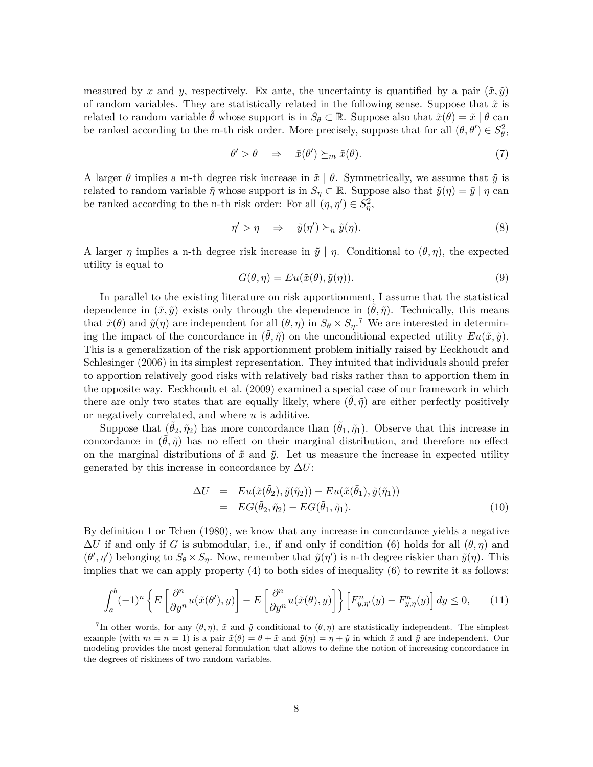measured by $x$ and $y$, respectively. Ex ante, the uncertainty is quantified by a pair $(\tilde{x}, \tilde{y})$ of random variables. They are statistically related in the following sense. Suppose that $\tilde{x}$ is related to random variable $\tilde{\theta}$ whose support is in $S_\theta \subset \mathbb{R}$. Suppose also that $\tilde{x}(\theta) = \tilde{x} \mid \theta$ can be ranked according to the m-th risk order. More precisely, suppose that for all $(\theta, \theta') \in S_\theta^2$,

$$\theta' > \theta \quad \Rightarrow \quad \tilde{x}(\theta') \succeq_m \tilde{x}(\theta). \tag{7}$$

A larger $\theta$ implies a m-th degree risk increase in $\tilde{x} \mid \theta$. Symmetrically, we assume that $\tilde{y}$ is related to random variable $\tilde{\eta}$ whose support is in $S_\eta \subset \mathbb{R}$. Suppose also that $\tilde{y}(\eta) = \tilde{y} \mid \eta$ can be ranked according to the n-th risk order: For all $(\eta, \eta') \in S_\eta^2$,

$$\eta' > \eta \quad \Rightarrow \quad \tilde{y}(\eta') \succeq_n \tilde{y}(\eta). \tag{8}$$

A larger $\eta$ implies a n-th degree risk increase in $\tilde{y} \mid \eta$. Conditional to $(\theta, \eta)$, the expected utility is equal to

$$G(\theta, \eta) = Eu(\tilde{x}(\theta), \tilde{y}(\eta)). \tag{9}$$

In parallel to the existing literature on risk apportionment, I assume that the statistical dependence in $(\tilde{x}, \tilde{y})$ exists only through the dependence in $(\tilde{\theta}, \tilde{\eta})$. Technically, this means that $\tilde{x}(\theta)$ and $\tilde{y}(\eta)$ are independent for all $(\theta, \eta)$ in $S_\theta \times S_\eta$.[7] We are interested in determining the impact of the concordance in $(\tilde{\theta}, \tilde{\eta})$ on the unconditional expected utility $Eu(\tilde{x}, \tilde{y})$. This is a generalization of the risk apportionment problem initially raised by Eeckhoudt and Schlesinger (2006) in its simplest representation. They intuited that individuals should prefer to apportion relatively good risks with relatively bad risks rather than to apportion them in the opposite way. Eeckhoudt et al. (2009) examined a special case of our framework in which there are only two states that are equally likely, where $(\tilde{\theta}, \tilde{\eta})$ are either perfectly positively or negatively correlated, and where $u$ is additive.

Suppose that $(\tilde{\theta}_2, \tilde{\eta}_2)$ has more concordance than $(\tilde{\theta}_1, \tilde{\eta}_1)$. Observe that this increase in concordance in $(\tilde{\theta}, \tilde{\eta})$ has no effect on their marginal distribution, and therefore no effect on the marginal distributions of $\tilde{x}$ and $\tilde{y}$. Let us measure the increase in expected utility generated by this increase in concordance by $\Delta U$:

$$\begin{aligned} \Delta U &= Eu(\tilde{x}(\tilde{\theta}_2), \tilde{y}(\tilde{\eta}_2)) - Eu(\tilde{x}(\tilde{\theta}_1), \tilde{y}(\tilde{\eta}_1)) \\ &= EG(\tilde{\theta}_2, \tilde{\eta}_2) - EG(\tilde{\theta}_1, \tilde{\eta}_1). \end{aligned} \tag{10}$$

By definition 1 or Tchen (1980), we know that any increase in concordance yields a negative $\Delta U$ if and only if $G$ is submodular, i.e., if and only if condition (6) holds for all $(\theta, \eta)$ and $(\theta', \eta')$ belonging to $S_\theta \times S_\eta$. Now, remember that $\tilde{y}(\eta')$ is n-th degree riskier than $\tilde{y}(\eta)$. This implies that we can apply property (4) to both sides of inequality (6) to rewrite it as follows:

$$\int_a^b (-1)^n \left\{ E\left[\frac{\partial^n}{\partial y^n} u(\tilde{x}(\theta'), y)\right] - E\left[\frac{\partial^n}{\partial y^n} u(\tilde{x}(\theta), y)\right] \right\} \left[F^n_{y,\eta'}(y) - F^n_{y,\eta}(y)\right] dy \leq 0, \tag{11}$$

[7] In other words, for any $(\theta, \eta)$, $\tilde{x}$ and $\tilde{y}$ conditional to $(\theta, \eta)$ are statistically independent. The simplest example (with $m = n = 1$) is a pair $\tilde{x}(\theta) = \theta + \tilde{x}$ and $\tilde{y}(\eta) = \eta + \tilde{y}$ in which $\tilde{x}$ and $\tilde{y}$ are independent. Our modeling provides the most general formulation that allows to define the notion of increasing concordance in the degrees of riskiness of two random variables.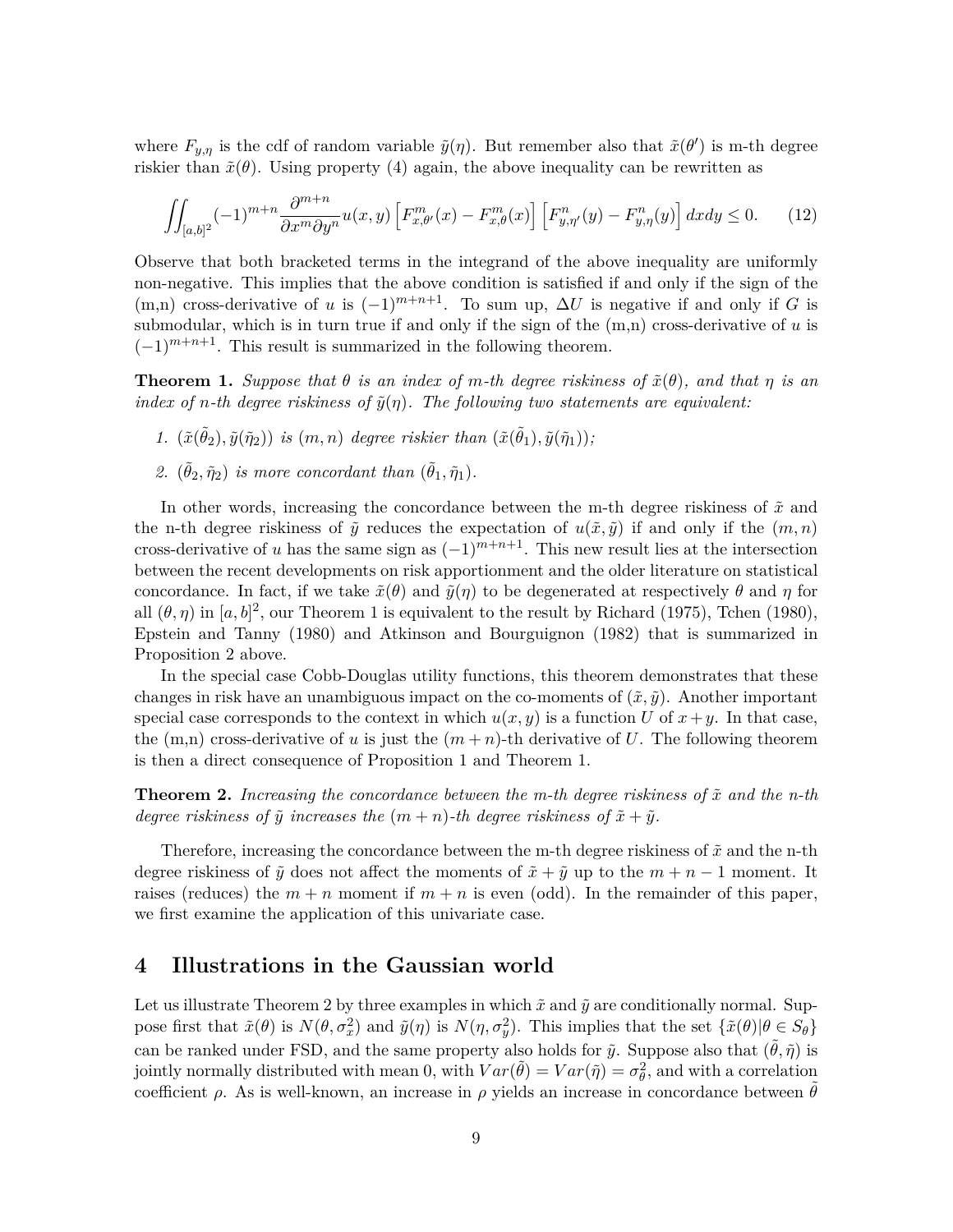where $F_{y,\eta}$ is the cdf of random variable $\tilde{y}(\eta)$. But remember also that $\tilde{x}(\theta')$ is m-th degree riskier than $\tilde{x}(\theta)$. Using property (4) again, the above inequality can be rewritten as

$$\iint_{[a,b]^2} (-1)^{m+n} \frac{\partial^{m+n}}{\partial x^m \partial y^n} u(x,y) \left[ F^m_{x,\theta'}(x) - F^m_{x,\theta}(x) \right] \left[ F^n_{y,\eta'}(y) - F^n_{y,\eta}(y) \right] dxdy \leq 0. \tag{12}$$

Observe that both bracketed terms in the integrand of the above inequality are uniformly non-negative. This implies that the above condition is satisfied if and only if the sign of the (m,n) cross-derivative of $u$ is $(-1)^{m+n+1}$. To sum up, $\Delta U$ is negative if and only if $G$ is submodular, which is in turn true if and only if the sign of the (m,n) cross-derivative of $u$ is $(-1)^{m+n+1}$. This result is summarized in the following theorem.

**Theorem 1.** *Suppose that $\theta$ is an index of m-th degree riskiness of $\tilde{x}(\theta)$, and that $\eta$ is an index of n-th degree riskiness of $\tilde{y}(\eta)$. The following two statements are equivalent:*

1. *$(\tilde{x}(\tilde{\theta}_2), \tilde{y}(\tilde{\eta}_2))$ is $(m,n)$ degree riskier than $(\tilde{x}(\tilde{\theta}_1), \tilde{y}(\tilde{\eta}_1))$;*
2. *$(\tilde{\theta}_2, \tilde{\eta}_2)$ is more concordant than $(\tilde{\theta}_1, \tilde{\eta}_1)$.*

In other words, increasing the concordance between the m-th degree riskiness of $\tilde{x}$ and the n-th degree riskiness of $\tilde{y}$ reduces the expectation of $u(\tilde{x}, \tilde{y})$ if and only if the $(m,n)$ cross-derivative of $u$ has the same sign as $(-1)^{m+n+1}$. This new result lies at the intersection between the recent developments on risk apportionment and the older literature on statistical concordance. In fact, if we take $\tilde{x}(\theta)$ and $\tilde{y}(\eta)$ to be degenerated at respectively $\theta$ and $\eta$ for all $(\theta, \eta)$ in $[a,b]^2$, our Theorem 1 is equivalent to the result by Richard (1975), Tchen (1980), Epstein and Tanny (1980) and Atkinson and Bourguignon (1982) that is summarized in Proposition 2 above.

In the special case Cobb-Douglas utility functions, this theorem demonstrates that these changes in risk have an unambiguous impact on the co-moments of $(\tilde{x}, \tilde{y})$. Another important special case corresponds to the context in which $u(x,y)$ is a function $U$ of $x+y$. In that case, the (m,n) cross-derivative of $u$ is just the $(m+n)$-th derivative of $U$. The following theorem is then a direct consequence of Proposition 1 and Theorem 1.

**Theorem 2.** *Increasing the concordance between the m-th degree riskiness of $\tilde{x}$ and the n-th degree riskiness of $\tilde{y}$ increases the $(m+n)$-th degree riskiness of $\tilde{x} + \tilde{y}$.*

Therefore, increasing the concordance between the m-th degree riskiness of $\tilde{x}$ and the n-th degree riskiness of $\tilde{y}$ does not affect the moments of $\tilde{x} + \tilde{y}$ up to the $m+n-1$ moment. It raises (reduces) the $m+n$ moment if $m+n$ is even (odd). In the remainder of this paper, we first examine the application of this univariate case.

# 4 Illustrations in the Gaussian world

Let us illustrate Theorem 2 by three examples in which $\tilde{x}$ and $\tilde{y}$ are conditionally normal. Suppose first that $\tilde{x}(\theta)$ is $N(\theta, \sigma_x^2)$ and $\tilde{y}(\eta)$ is $N(\eta, \sigma_y^2)$. This implies that the set $\{\tilde{x}(\theta) | \theta \in S_\theta\}$ can be ranked under FSD, and the same property also holds for $\tilde{y}$. Suppose also that $(\tilde{\theta}, \tilde{\eta})$ is jointly normally distributed with mean 0, with $Var(\tilde{\theta}) = Var(\tilde{\eta}) = \sigma_\theta^2$, and with a correlation coefficient $\rho$. As is well-known, an increase in $\rho$ yields an increase in concordance between $\tilde{\theta}$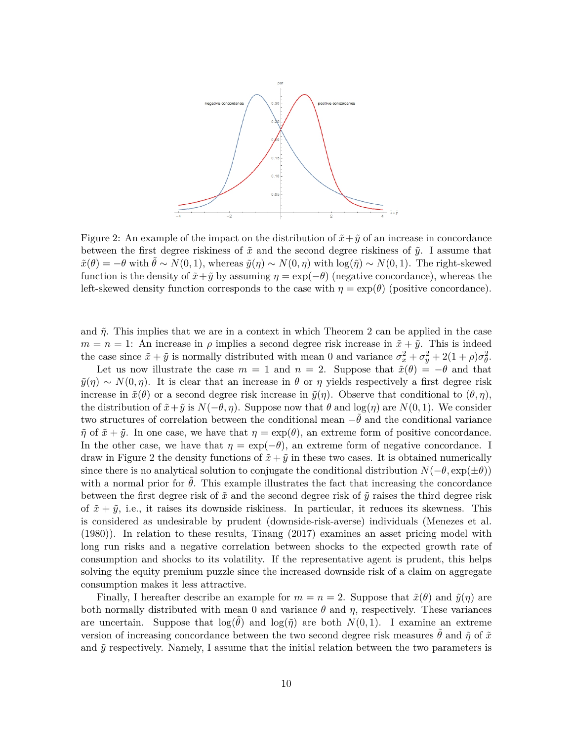Figure 2: An example of the impact on the distribution of $\tilde{x}+\tilde{y}$ of an increase in concordance between the first degree riskiness of $\tilde{x}$ and the second degree riskiness of $\tilde{y}$. I assume that $\tilde{x}(\theta) = -\theta$ with $\tilde{\theta} \sim N(0,1)$, whereas $\tilde{y}(\eta) \sim N(0,\eta)$ with $\log(\tilde{\eta}) \sim N(0,1)$. The right-skewed function is the density of $\tilde{x}+\tilde{y}$ by assuming $\eta = \exp(-\theta)$ (negative concordance), whereas the left-skewed density function corresponds to the case with $\eta = \exp(\theta)$ (positive concordance).

and $\tilde{\eta}$. This implies that we are in a context in which Theorem 2 can be applied in the case $m = n = 1$: An increase in $\rho$ implies a second degree risk increase in $\tilde{x}+\tilde{y}$. This is indeed the case since $\tilde{x}+\tilde{y}$ is normally distributed with mean 0 and variance $\sigma_x^2 + \sigma_y^2 + 2(1+\rho)\sigma_\theta^2$.

Let us now illustrate the case $m = 1$ and $n = 2$. Suppose that $\tilde{x}(\theta) = -\theta$ and that $\tilde{y}(\eta) \sim N(0,\eta)$. It is clear that an increase in $\theta$ or $\eta$ yields respectively a first degree risk increase in $\tilde{x}(\theta)$ or a second degree risk increase in $\tilde{y}(\eta)$. Observe that conditional to $(\theta,\eta)$, the distribution of $\tilde{x}+\tilde{y}$ is $N(-\theta,\eta)$. Suppose now that $\theta$ and $\log(\eta)$ are $N(0,1)$. We consider two structures of correlation between the conditional mean $-\tilde{\theta}$ and the conditional variance $\tilde{\eta}$ of $\tilde{x}+\tilde{y}$. In one case, we have that $\eta = \exp(\theta)$, an extreme form of positive concordance. In the other case, we have that $\eta = \exp(-\theta)$, an extreme form of negative concordance. I draw in Figure 2 the density functions of $\tilde{x}+\tilde{y}$ in these two cases. It is obtained numerically since there is no analytical solution to conjugate the conditional distribution $N(-\theta, \exp(\pm\theta))$ with a normal prior for $\tilde{\theta}$. This example illustrates the fact that increasing the concordance between the first degree risk of $\tilde{x}$ and the second degree risk of $\tilde{y}$ raises the third degree risk of $\tilde{x}+\tilde{y}$, i.e., it raises its downside riskiness. In particular, it reduces its skewness. This is considered as undesirable by prudent (downside-risk-averse) individuals (Menezes et al. (1980)). In relation to these results, Tinang (2017) examines an asset pricing model with long run risks and a negative correlation between shocks to the expected growth rate of consumption and shocks to its volatility. If the representative agent is prudent, this helps solving the equity premium puzzle since the increased downside risk of a claim on aggregate consumption makes it less attractive.

Finally, I hereafter describe an example for $m = n = 2$. Suppose that $\tilde{x}(\theta)$ and $\tilde{y}(\eta)$ are both normally distributed with mean 0 and variance $\theta$ and $\eta$, respectively. These variances are uncertain. Suppose that $\log(\tilde{\theta})$ and $\log(\tilde{\eta})$ are both $N(0,1)$. I examine an extreme version of increasing concordance between the two second degree risk measures $\tilde{\theta}$ and $\tilde{\eta}$ of $\tilde{x}$ and $\tilde{y}$ respectively. Namely, I assume that the initial relation between the two parameters is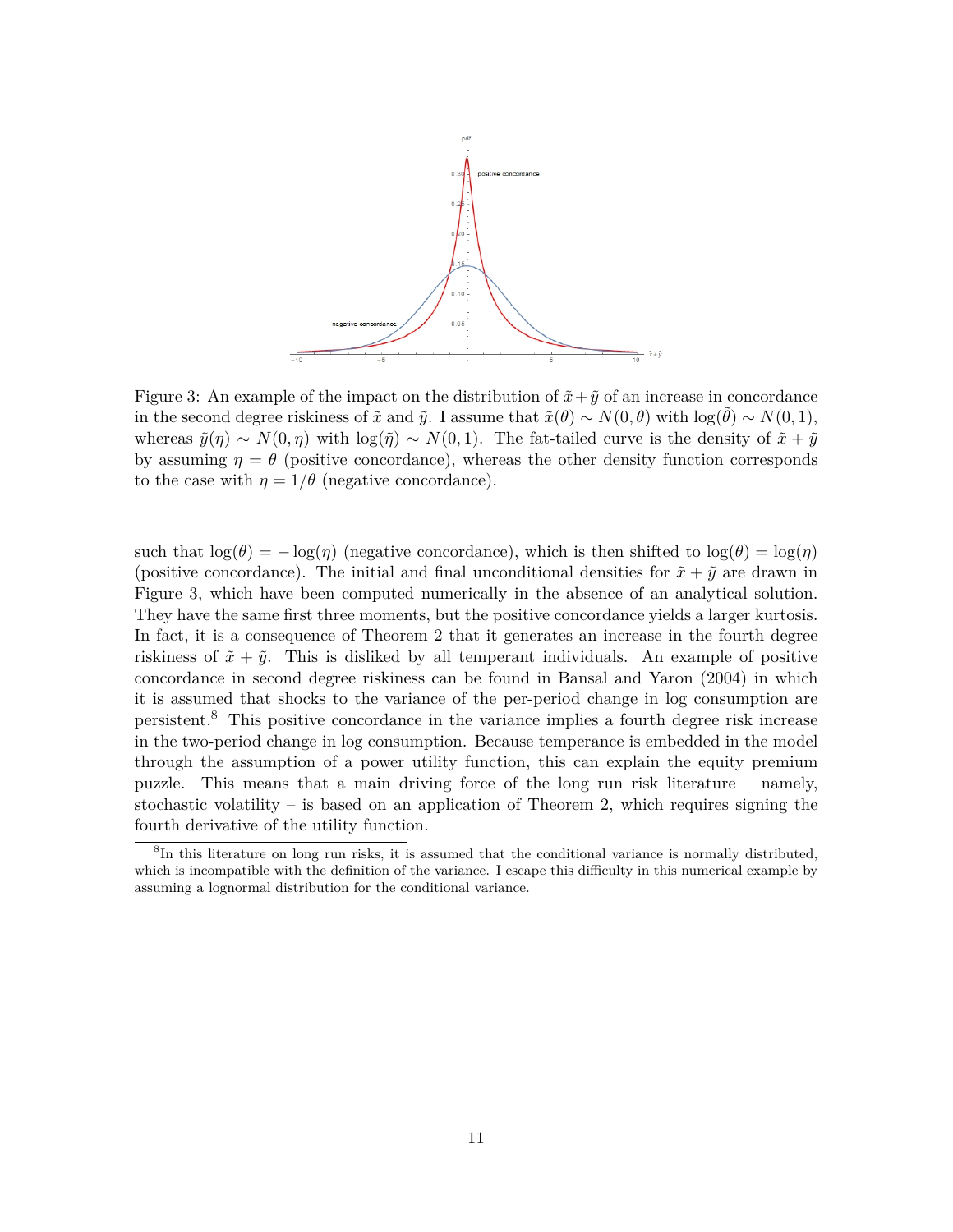Figure 3: An example of the impact on the distribution of $\tilde{x}+\tilde{y}$ of an increase in concordance in the second degree riskiness of $\tilde{x}$ and $\tilde{y}$. I assume that $\tilde{x}(\theta) \sim N(0,\theta)$ with $\log(\tilde{\theta}) \sim N(0,1)$, whereas $\tilde{y}(\eta) \sim N(0,\eta)$ with $\log(\tilde{\eta}) \sim N(0,1)$. The fat-tailed curve is the density of $\tilde{x}+\tilde{y}$ by assuming $\eta = \theta$ (positive concordance), whereas the other density function corresponds to the case with $\eta = 1/\theta$ (negative concordance).

such that $\log(\theta) = -\log(\eta)$ (negative concordance), which is then shifted to $\log(\theta) = \log(\eta)$ (positive concordance). The initial and final unconditional densities for $\tilde{x}+\tilde{y}$ are drawn in Figure 3, which have been computed numerically in the absence of an analytical solution. They have the same first three moments, but the positive concordance yields a larger kurtosis. In fact, it is a consequence of Theorem 2 that it generates an increase in the fourth degree riskiness of $\tilde{x}+\tilde{y}$. This is disliked by all temperant individuals. An example of positive concordance in second degree riskiness can be found in Bansal and Yaron (2004) in which it is assumed that shocks to the variance of the per-period change in log consumption are persistent.[8] This positive concordance in the variance implies a fourth degree risk increase in the two-period change in log consumption. Because temperance is embedded in the model through the assumption of a power utility function, this can explain the equity premium puzzle. This means that a main driving force of the long run risk literature – namely, stochastic volatility – is based on an application of Theorem 2, which requires signing the fourth derivative of the utility function.

[8] In this literature on long run risks, it is assumed that the conditional variance is normally distributed, which is incompatible with the definition of the variance. I escape this difficulty in this numerical example by assuming a lognormal distribution for the conditional variance.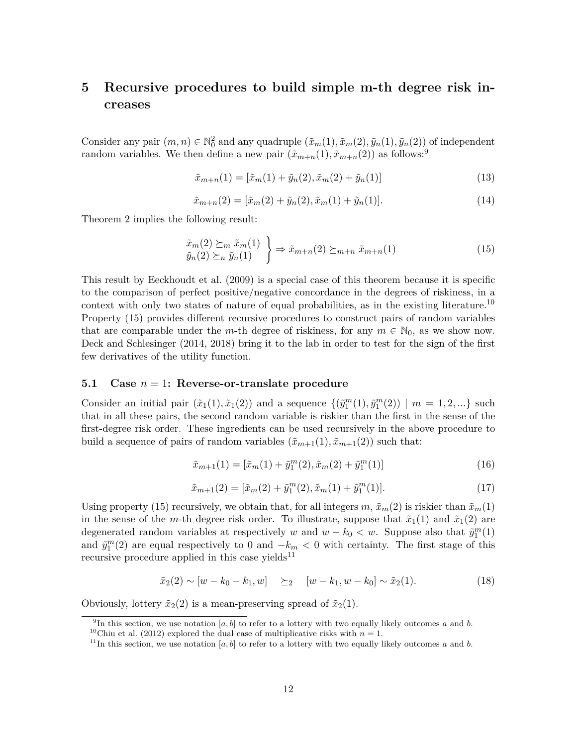## 5 Recursive procedures to build simple m-th degree risk increases

Consider any pair $(m, n) \in \mathbb{N}_0^2$ and any quadruple $(\tilde{x}_m(1), \tilde{x}_m(2), \tilde{y}_n(1), \tilde{y}_n(2))$ of independent random variables. We then define a new pair $(\tilde{x}_{m+n}(1), \tilde{x}_{m+n}(2))$ as follows:[9]

$$\tilde{x}_{m+n}(1) = [\tilde{x}_m(1) + \tilde{y}_n(2), \tilde{x}_m(2) + \tilde{y}_n(1)] \tag{13}$$

$$\tilde{x}_{m+n}(2) = [\tilde{x}_m(2) + \tilde{y}_n(2), \tilde{x}_m(1) + \tilde{y}_n(1)]. \tag{14}$$

Theorem 2 implies the following result:

$$\left.\begin{array}{l} \tilde{x}_m(2) \succeq_m \tilde{x}_m(1) \\ \tilde{y}_n(2) \succeq_n \tilde{y}_n(1) \end{array}\right\} \Rightarrow \tilde{x}_{m+n}(2) \succeq_{m+n} \tilde{x}_{m+n}(1) \tag{15}$$

This result by Eeckhoudt et al. (2009) is a special case of this theorem because it is specific to the comparison of perfect positive/negative concordance in the degrees of riskiness, in a context with only two states of nature of equal probabilities, as in the existing literature.[10] Property (15) provides different recursive procedures to construct pairs of random variables that are comparable under the $m$-th degree of riskiness, for any $m \in \mathbb{N}_0$, as we show now. Deck and Schlesinger (2014, 2018) bring it to the lab in order to test for the sign of the first few derivatives of the utility function.

### 5.1 Case $n = 1$: Reverse-or-translate procedure

Consider an initial pair $(\tilde{x}_1(1), \tilde{x}_1(2))$ and a sequence $\{(\tilde{y}_1^m(1), \tilde{y}_1^m(2)) \mid m = 1, 2, ...\}$ such that in all these pairs, the second random variable is riskier than the first in the sense of the first-degree risk order. These ingredients can be used recursively in the above procedure to build a sequence of pairs of random variables $(\tilde{x}_{m+1}(1), \tilde{x}_{m+1}(2))$ such that:

$$\tilde{x}_{m+1}(1) = [\tilde{x}_m(1) + \tilde{y}_1^m(2), \tilde{x}_m(2) + \tilde{y}_1^m(1)] \tag{16}$$

$$\tilde{x}_{m+1}(2) = [\tilde{x}_m(2) + \tilde{y}_1^m(2), \tilde{x}_m(1) + \tilde{y}_1^m(1)]. \tag{17}$$

Using property (15) recursively, we obtain that, for all integers $m$, $\tilde{x}_m(2)$ is riskier than $\tilde{x}_m(1)$ in the sense of the $m$-th degree risk order. To illustrate, suppose that $\tilde{x}_1(1)$ and $\tilde{x}_1(2)$ are degenerated random variables at respectively $w$ and $w - k_0 < w$. Suppose also that $\tilde{y}_1^m(1)$ and $\tilde{y}_1^m(2)$ are equal respectively to 0 and $-k_m < 0$ with certainty. The first stage of this recursive procedure applied in this case yields[11]

$$\tilde{x}_2(2) \sim [w - k_0 - k_1, w] \quad \succeq_2 \quad [w - k_1, w - k_0] \sim \tilde{x}_2(1). \tag{18}$$

Obviously, lottery $\tilde{x}_2(2)$ is a mean-preserving spread of $\tilde{x}_2(1)$.

[9] In this section, we use notation $[a, b]$ to refer to a lottery with two equally likely outcomes $a$ and $b$.

[10] Chiu et al. (2012) explored the dual case of multiplicative risks with $n = 1$.

[11] In this section, we use notation $[a, b]$ to refer to a lottery with two equally likely outcomes $a$ and $b$.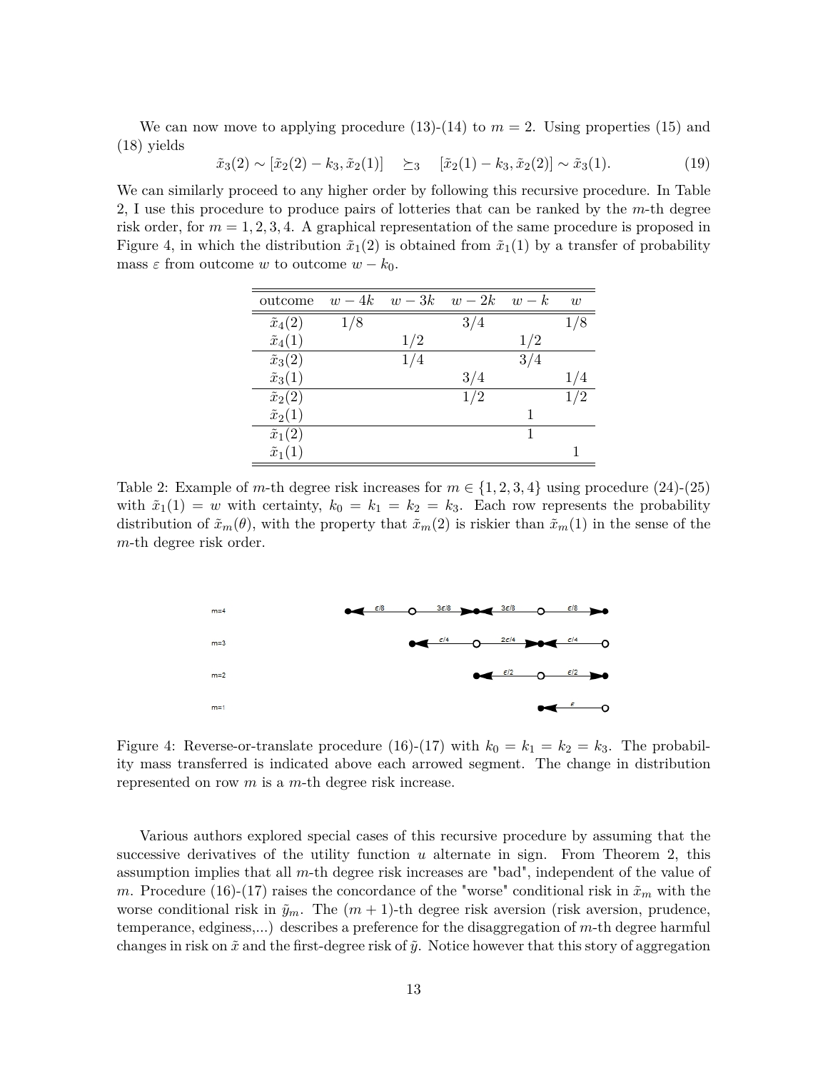We can now move to applying procedure (13)-(14) to $m = 2$. Using properties (15) and (18) yields

$$\tilde{x}_3(2) \sim [\tilde{x}_2(2) - k_3, \tilde{x}_2(1)] \quad \succeq_3 \quad [\tilde{x}_2(1) - k_3, \tilde{x}_2(2)] \sim \tilde{x}_3(1). \tag{19}$$

We can similarly proceed to any higher order by following this recursive procedure. In Table 2, I use this procedure to produce pairs of lotteries that can be ranked by the $m$-th degree risk order, for $m = 1, 2, 3, 4$. A graphical representation of the same procedure is proposed in Figure 4, in which the distribution $\tilde{x}_1(2)$ is obtained from $\tilde{x}_1(1)$ by a transfer of probability mass $\varepsilon$ from outcome $w$ to outcome $w - k_0$.

| outcome | $w-4k$ | $w-3k$ | $w-2k$ | $w-k$ | $w$ |
|---|---|---|---|---|---|
| $\tilde{x}_4(2)$ | $1/8$ | | $3/4$ | | $1/8$ |
| $\tilde{x}_4(1)$ | | $1/2$ | | $1/2$ | |
| $\tilde{x}_3(2)$ | | $1/4$ | | $3/4$ | |
| $\tilde{x}_3(1)$ | | | $3/4$ | | $1/4$ |
| $\tilde{x}_2(2)$ | | | $1/2$ | | $1/2$ |
| $\tilde{x}_2(1)$ | | | | $1$ | |
| $\tilde{x}_1(2)$ | | | | $1$ | |
| $\tilde{x}_1(1)$ | | | | | $1$ |

Table 2: Example of $m$-th degree risk increases for $m \in \{1, 2, 3, 4\}$ using procedure (24)-(25) with $\tilde{x}_1(1) = w$ with certainty, $k_0 = k_1 = k_2 = k_3$. Each row represents the probability distribution of $\tilde{x}_m(\theta)$, with the property that $\tilde{x}_m(2)$ is riskier than $\tilde{x}_m(1)$ in the sense of the $m$-th degree risk order.

Figure 4: Reverse-or-translate procedure (16)-(17) with $k_0 = k_1 = k_2 = k_3$. The probability mass transferred is indicated above each arrowed segment. The change in distribution represented on row $m$ is a $m$-th degree risk increase.

Various authors explored special cases of this recursive procedure by assuming that the successive derivatives of the utility function $u$ alternate in sign. From Theorem 2, this assumption implies that all $m$-th degree risk increases are "bad", independent of the value of $m$. Procedure (16)-(17) raises the concordance of the "worse" conditional risk in $\tilde{x}_m$ with the worse conditional risk in $\tilde{y}_m$. The $(m+1)$-th degree risk aversion (risk aversion, prudence, temperance, edginess,...) describes a preference for the disaggregation of $m$-th degree harmful changes in risk on $\tilde{x}$ and the first-degree risk of $\tilde{y}$. Notice however that this story of aggregation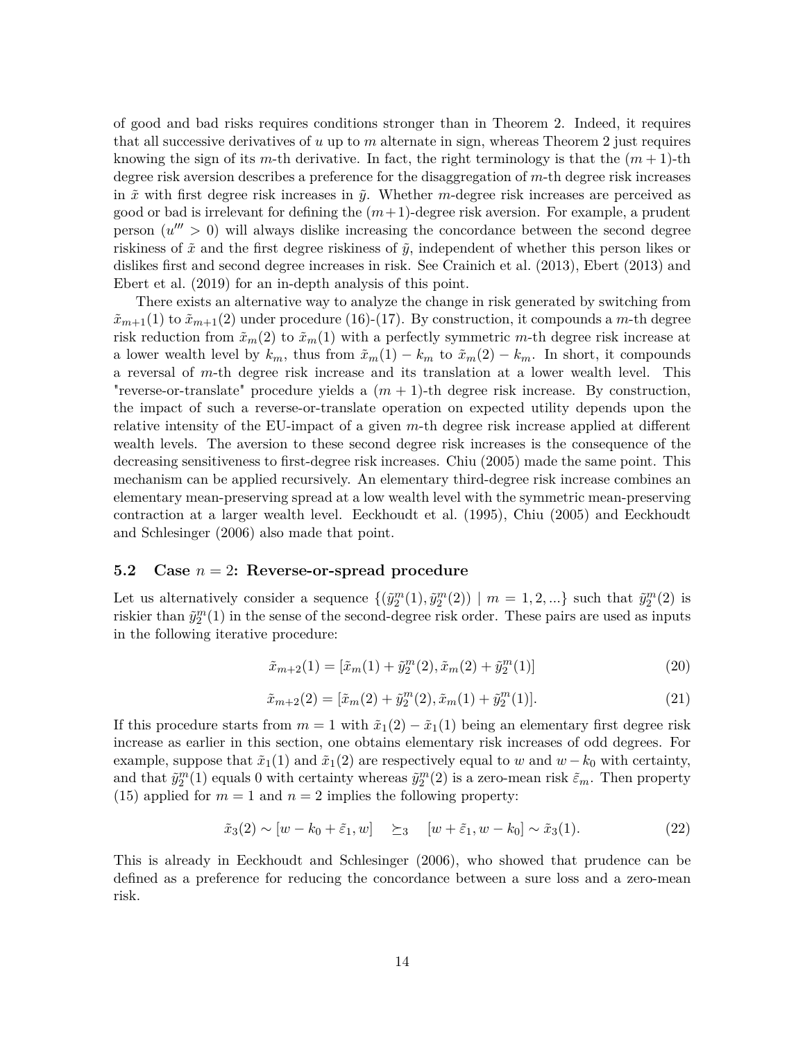of good and bad risks requires conditions stronger than in Theorem 2. Indeed, it requires that all successive derivatives of $u$ up to $m$ alternate in sign, whereas Theorem 2 just requires knowing the sign of its $m$-th derivative. In fact, the right terminology is that the $(m+1)$-th degree risk aversion describes a preference for the disaggregation of $m$-th degree risk increases in $\tilde{x}$ with first degree risk increases in $\tilde{y}$. Whether $m$-degree risk increases are perceived as good or bad is irrelevant for defining the $(m+1)$-degree risk aversion. For example, a prudent person ($u''' > 0$) will always dislike increasing the concordance between the second degree riskiness of $\tilde{x}$ and the first degree riskiness of $\tilde{y}$, independent of whether this person likes or dislikes first and second degree increases in risk. See Crainich et al. (2013), Ebert (2013) and Ebert et al. (2019) for an in-depth analysis of this point.

There exists an alternative way to analyze the change in risk generated by switching from $\tilde{x}_{m+1}(1)$ to $\tilde{x}_{m+1}(2)$ under procedure (16)-(17). By construction, it compounds a $m$-th degree risk reduction from $\tilde{x}_m(2)$ to $\tilde{x}_m(1)$ with a perfectly symmetric $m$-th degree risk increase at a lower wealth level by $k_m$, thus from $\tilde{x}_m(1) - k_m$ to $\tilde{x}_m(2) - k_m$. In short, it compounds a reversal of $m$-th degree risk increase and its translation at a lower wealth level. This "reverse-or-translate" procedure yields a $(m+1)$-th degree risk increase. By construction, the impact of such a reverse-or-translate operation on expected utility depends upon the relative intensity of the EU-impact of a given $m$-th degree risk increase applied at different wealth levels. The aversion to these second degree risk increases is the consequence of the decreasing sensitiveness to first-degree risk increases. Chiu (2005) made the same point. This mechanism can be applied recursively. An elementary third-degree risk increase combines an elementary mean-preserving spread at a low wealth level with the symmetric mean-preserving contraction at a larger wealth level. Eeckhoudt et al. (1995), Chiu (2005) and Eeckhoudt and Schlesinger (2006) also made that point.

### 5.2 Case $n = 2$: Reverse-or-spread procedure

Let us alternatively consider a sequence $\{(\tilde{y}_2^m(1), \tilde{y}_2^m(2)) \mid m = 1, 2, ...\}$ such that $\tilde{y}_2^m(2)$ is riskier than $\tilde{y}_2^m(1)$ in the sense of the second-degree risk order. These pairs are used as inputs in the following iterative procedure:

$$\tilde{x}_{m+2}(1) = [\tilde{x}_m(1) + \tilde{y}_2^m(2), \tilde{x}_m(2) + \tilde{y}_2^m(1)] \tag{20}$$

$$\tilde{x}_{m+2}(2) = [\tilde{x}_m(2) + \tilde{y}_2^m(2), \tilde{x}_m(1) + \tilde{y}_2^m(1)]. \tag{21}$$

If this procedure starts from $m = 1$ with $\tilde{x}_1(2) - \tilde{x}_1(1)$ being an elementary first degree risk increase as earlier in this section, one obtains elementary risk increases of odd degrees. For example, suppose that $\tilde{x}_1(1)$ and $\tilde{x}_1(2)$ are respectively equal to $w$ and $w - k_0$ with certainty, and that $\tilde{y}_2^m(1)$ equals 0 with certainty whereas $\tilde{y}_2^m(2)$ is a zero-mean risk $\tilde{\varepsilon}_m$. Then property (15) applied for $m = 1$ and $n = 2$ implies the following property:

$$\tilde{x}_3(2) \sim [w - k_0 + \tilde{\varepsilon}_1, w] \quad \succeq_3 \quad [w + \tilde{\varepsilon}_1, w - k_0] \sim \tilde{x}_3(1). \tag{22}$$

This is already in Eeckhoudt and Schlesinger (2006), who showed that prudence can be defined as a preference for reducing the concordance between a sure loss and a zero-mean risk.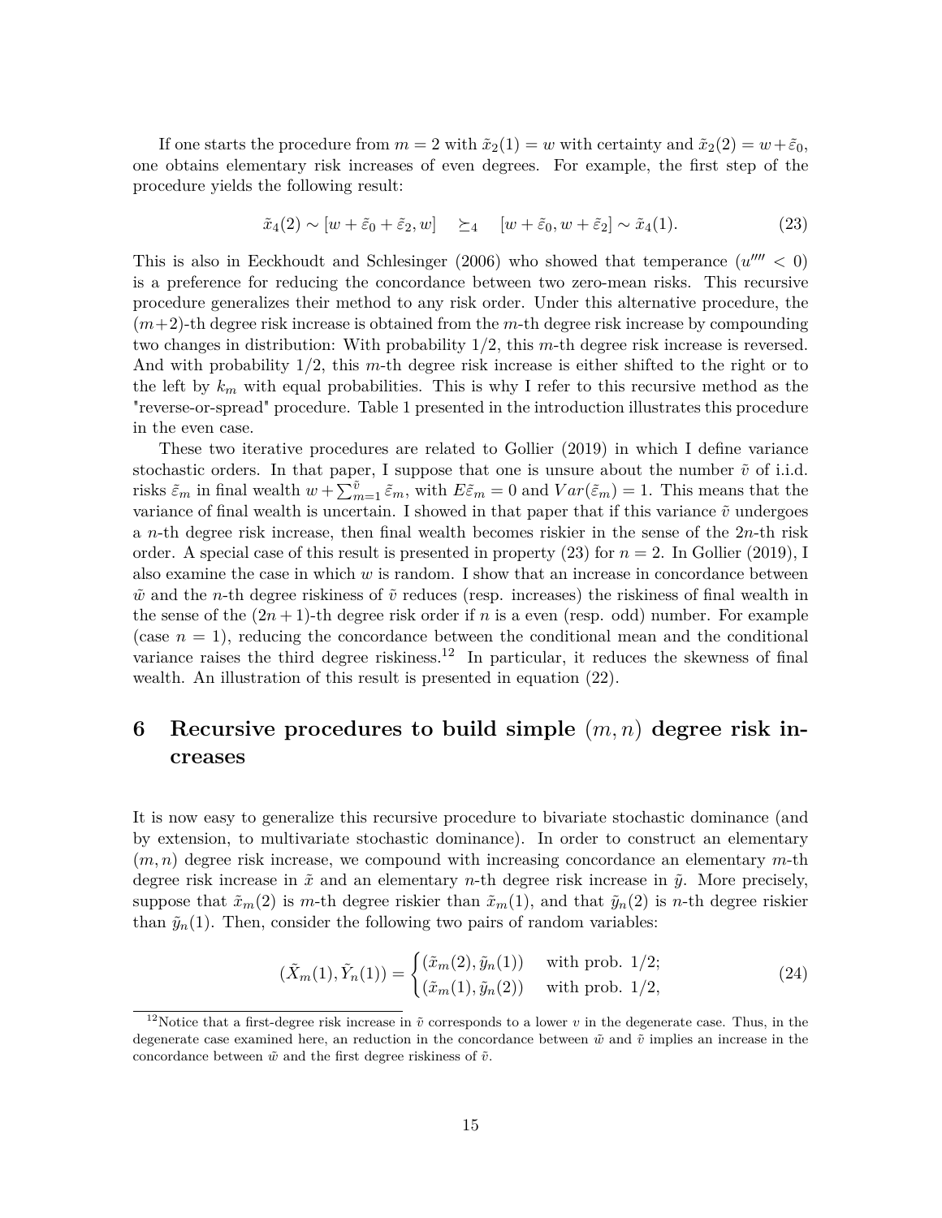If one starts the procedure from $m = 2$ with $\tilde{x}_2(1) = w$ with certainty and $\tilde{x}_2(2) = w + \tilde{\varepsilon}_0$, one obtains elementary risk increases of even degrees. For example, the first step of the procedure yields the following result:

$$\tilde{x}_4(2) \sim [w + \tilde{\varepsilon}_0 + \tilde{\varepsilon}_2, w] \quad \succeq_4 \quad [w + \tilde{\varepsilon}_0, w + \tilde{\varepsilon}_2] \sim \tilde{x}_4(1). \tag{23}$$

This is also in Eeckhoudt and Schlesinger (2006) who showed that temperance ($u'''' < 0$) is a preference for reducing the concordance between two zero-mean risks. This recursive procedure generalizes their method to any risk order. Under this alternative procedure, the $(m+2)$-th degree risk increase is obtained from the $m$-th degree risk increase by compounding two changes in distribution: With probability 1/2, this $m$-th degree risk increase is reversed. And with probability 1/2, this $m$-th degree risk increase is either shifted to the right or to the left by $k_m$ with equal probabilities. This is why I refer to this recursive method as the "reverse-or-spread" procedure. Table 1 presented in the introduction illustrates this procedure in the even case.

These two iterative procedures are related to Gollier (2019) in which I define variance stochastic orders. In that paper, I suppose that one is unsure about the number $\tilde{v}$ of i.i.d. risks $\tilde{\varepsilon}_m$ in final wealth $w + \sum_{m=1}^{\tilde{v}} \tilde{\varepsilon}_m$, with $E\tilde{\varepsilon}_m = 0$ and $Var(\tilde{\varepsilon}_m) = 1$. This means that the variance of final wealth is uncertain. I showed in that paper that if this variance $\tilde{v}$ undergoes a $n$-th degree risk increase, then final wealth becomes riskier in the sense of the $2n$-th risk order. A special case of this result is presented in property (23) for $n = 2$. In Gollier (2019), I also examine the case in which $w$ is random. I show that an increase in concordance between $\tilde{w}$ and the $n$-th degree riskiness of $\tilde{v}$ reduces (resp. increases) the riskiness of final wealth in the sense of the $(2n + 1)$-th degree risk order if $n$ is a even (resp. odd) number. For example (case $n = 1$), reducing the concordance between the conditional mean and the conditional variance raises the third degree riskiness.[12] In particular, it reduces the skewness of final wealth. An illustration of this result is presented in equation (22).

# 6 Recursive procedures to build simple $(m, n)$ degree risk increases

It is now easy to generalize this recursive procedure to bivariate stochastic dominance (and by extension, to multivariate stochastic dominance). In order to construct an elementary $(m, n)$ degree risk increase, we compound with increasing concordance an elementary $m$-th degree risk increase in $\tilde{x}$ and an elementary $n$-th degree risk increase in $\tilde{y}$. More precisely, suppose that $\tilde{x}_m(2)$ is $m$-th degree riskier than $\tilde{x}_m(1)$, and that $\tilde{y}_n(2)$ is $n$-th degree riskier than $\tilde{y}_n(1)$. Then, consider the following two pairs of random variables:

$$(\tilde{X}_m(1), \tilde{Y}_n(1)) = \begin{cases} (\tilde{x}_m(2), \tilde{y}_n(1)) & \text{with prob. } 1/2; \\ (\tilde{x}_m(1), \tilde{y}_n(2)) & \text{with prob. } 1/2, \end{cases} \tag{24}$$

[12] Notice that a first-degree risk increase in $\tilde{v}$ corresponds to a lower $v$ in the degenerate case. Thus, in the degenerate case examined here, an reduction in the concordance between $\tilde{w}$ and $\tilde{v}$ implies an increase in the concordance between $\tilde{w}$ and the first degree riskiness of $\tilde{v}$.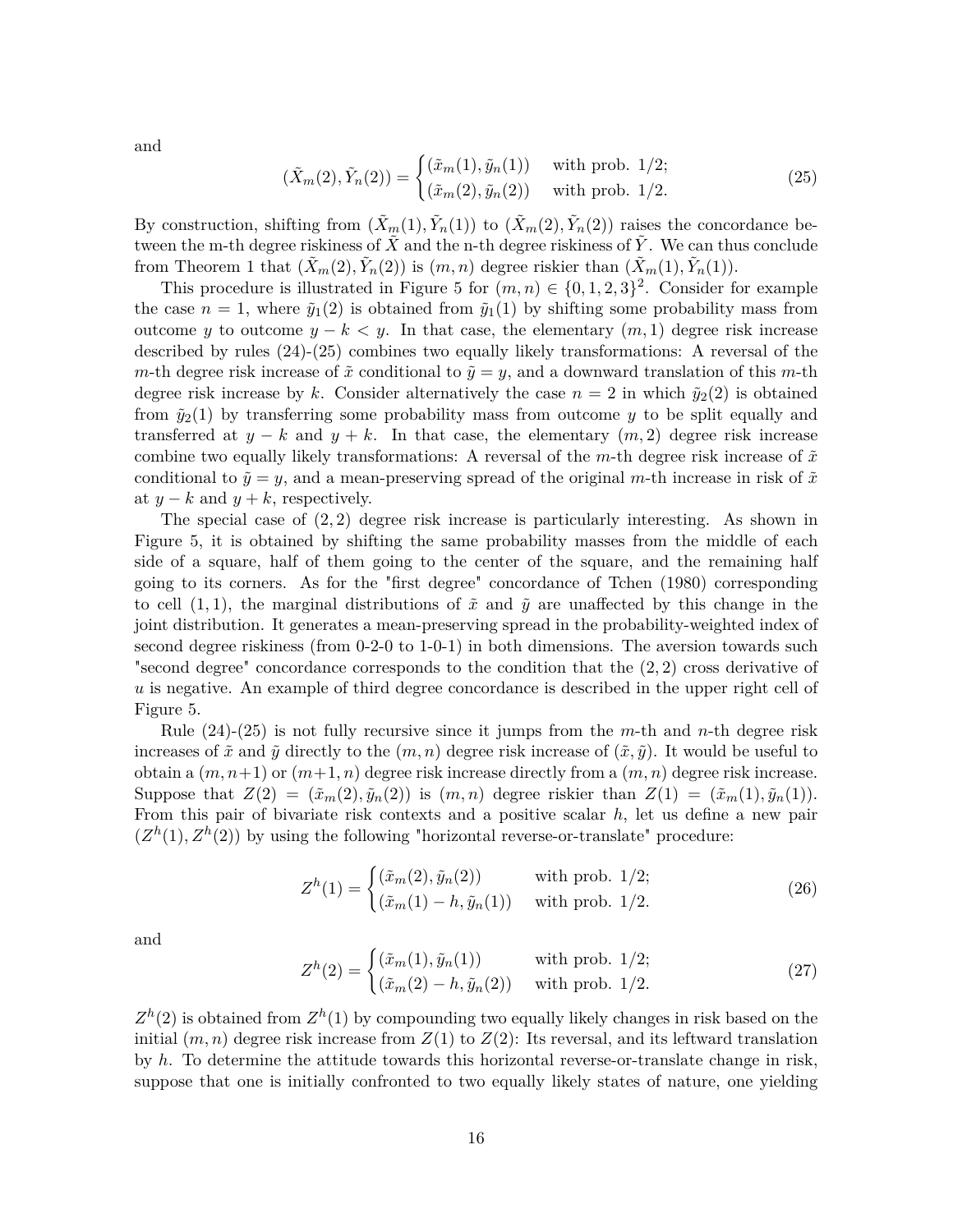and

$$(\tilde{X}_m(2), \tilde{Y}_n(2)) = \begin{cases} (\tilde{x}_m(1), \tilde{y}_n(1)) & \text{with prob. } 1/2; \\ (\tilde{x}_m(2), \tilde{y}_n(2)) & \text{with prob. } 1/2. \end{cases} \tag{25}$$

By construction, shifting from $(\tilde{X}_m(1), \tilde{Y}_n(1))$ to $(\tilde{X}_m(2), \tilde{Y}_n(2))$ raises the concordance between the m-th degree riskiness of $\tilde{X}$ and the n-th degree riskiness of $\tilde{Y}$. We can thus conclude from Theorem 1 that $(\tilde{X}_m(2), \tilde{Y}_n(2))$ is $(m, n)$ degree riskier than $(\tilde{X}_m(1), \tilde{Y}_n(1))$.

This procedure is illustrated in Figure 5 for $(m, n) \in \{0, 1, 2, 3\}^2$. Consider for example the case $n = 1$, where $\tilde{y}_1(2)$ is obtained from $\tilde{y}_1(1)$ by shifting some probability mass from outcome $y$ to outcome $y - k < y$. In that case, the elementary $(m, 1)$ degree risk increase described by rules (24)-(25) combines two equally likely transformations: A reversal of the $m$-th degree risk increase of $\tilde{x}$ conditional to $\tilde{y} = y$, and a downward translation of this $m$-th degree risk increase by $k$. Consider alternatively the case $n = 2$ in which $\tilde{y}_2(2)$ is obtained from $\tilde{y}_2(1)$ by transferring some probability mass from outcome $y$ to be split equally and transferred at $y - k$ and $y + k$. In that case, the elementary $(m, 2)$ degree risk increase combine two equally likely transformations: A reversal of the $m$-th degree risk increase of $\tilde{x}$ conditional to $\tilde{y} = y$, and a mean-preserving spread of the original $m$-th increase in risk of $\tilde{x}$ at $y - k$ and $y + k$, respectively.

The special case of $(2, 2)$ degree risk increase is particularly interesting. As shown in Figure 5, it is obtained by shifting the same probability masses from the middle of each side of a square, half of them going to the center of the square, and the remaining half going to its corners. As for the "first degree" concordance of Tchen (1980) corresponding to cell $(1, 1)$, the marginal distributions of $\tilde{x}$ and $\tilde{y}$ are unaffected by this change in the joint distribution. It generates a mean-preserving spread in the probability-weighted index of second degree riskiness (from 0-2-0 to 1-0-1) in both dimensions. The aversion towards such "second degree" concordance corresponds to the condition that the $(2, 2)$ cross derivative of $u$ is negative. An example of third degree concordance is described in the upper right cell of Figure 5.

Rule (24)-(25) is not fully recursive since it jumps from the $m$-th and $n$-th degree risk increases of $\tilde{x}$ and $\tilde{y}$ directly to the $(m, n)$ degree risk increase of $(\tilde{x}, \tilde{y})$. It would be useful to obtain a $(m, n{+}1)$ or $(m{+}1, n)$ degree risk increase directly from a $(m, n)$ degree risk increase. Suppose that $Z(2) = (\tilde{x}_m(2), \tilde{y}_n(2))$ is $(m, n)$ degree riskier than $Z(1) = (\tilde{x}_m(1), \tilde{y}_n(1))$. From this pair of bivariate risk contexts and a positive scalar $h$, let us define a new pair $(Z^h(1), Z^h(2))$ by using the following "horizontal reverse-or-translate" procedure:

$$Z^h(1) = \begin{cases} (\tilde{x}_m(2), \tilde{y}_n(2)) & \text{with prob. } 1/2; \\ (\tilde{x}_m(1) - h, \tilde{y}_n(1)) & \text{with prob. } 1/2. \end{cases} \tag{26}$$

and

$$Z^h(2) = \begin{cases} (\tilde{x}_m(1), \tilde{y}_n(1)) & \text{with prob. } 1/2; \\ (\tilde{x}_m(2) - h, \tilde{y}_n(2)) & \text{with prob. } 1/2. \end{cases} \tag{27}$$

$Z^h(2)$ is obtained from $Z^h(1)$ by compounding two equally likely changes in risk based on the initial $(m, n)$ degree risk increase from $Z(1)$ to $Z(2)$: Its reversal, and its leftward translation by $h$. To determine the attitude towards this horizontal reverse-or-translate change in risk, suppose that one is initially confronted to two equally likely states of nature, one yielding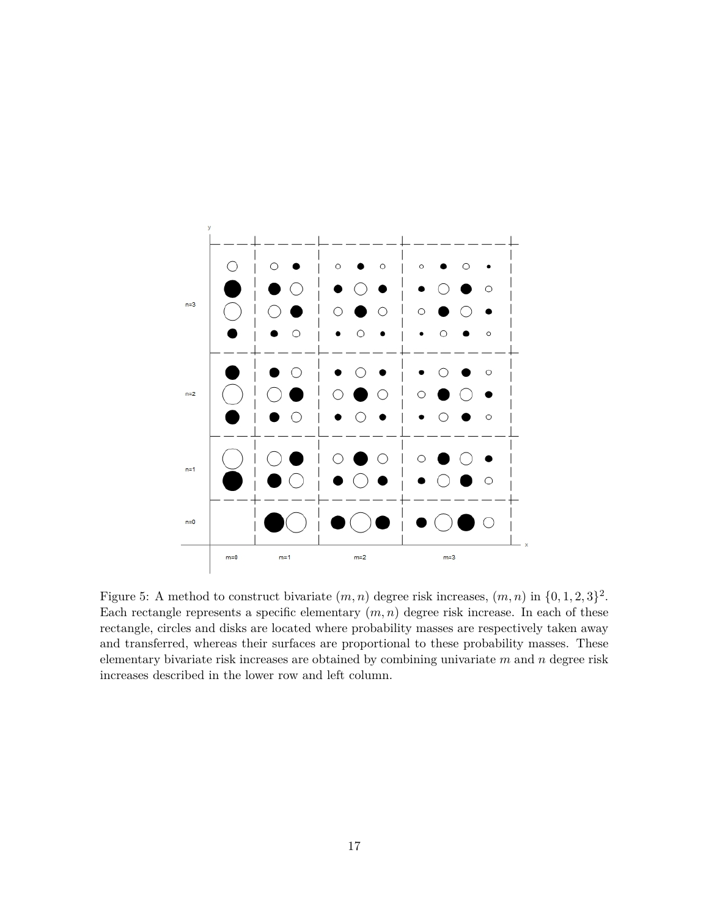Figure 5: A method to construct bivariate $(m, n)$ degree risk increases, $(m, n)$ in $\{0, 1, 2, 3\}^2$. Each rectangle represents a specific elementary $(m, n)$ degree risk increase. In each of these rectangle, circles and disks are located where probability masses are respectively taken away and transferred, whereas their surfaces are proportional to these probability masses. These elementary bivariate risk increases are obtained by combining univariate $m$ and $n$ degree risk increases described in the lower row and left column.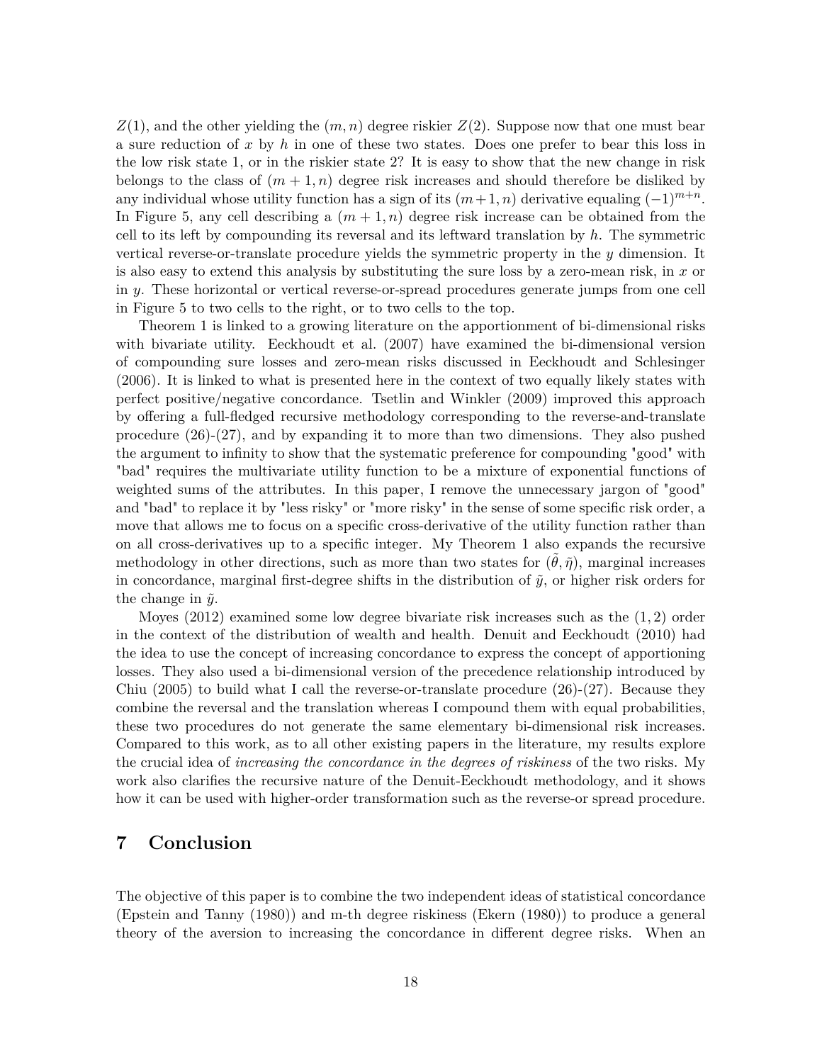$Z(1)$, and the other yielding the $(m, n)$ degree riskier $Z(2)$. Suppose now that one must bear a sure reduction of $x$ by $h$ in one of these two states. Does one prefer to bear this loss in the low risk state 1, or in the riskier state 2? It is easy to show that the new change in risk belongs to the class of $(m+1, n)$ degree risk increases and should therefore be disliked by any individual whose utility function has a sign of its $(m+1, n)$ derivative equaling $(-1)^{m+n}$. In Figure 5, any cell describing a $(m+1, n)$ degree risk increase can be obtained from the cell to its left by compounding its reversal and its leftward translation by $h$. The symmetric vertical reverse-or-translate procedure yields the symmetric property in the $y$ dimension. It is also easy to extend this analysis by substituting the sure loss by a zero-mean risk, in $x$ or in $y$. These horizontal or vertical reverse-or-spread procedures generate jumps from one cell in Figure 5 to two cells to the right, or to two cells to the top.

Theorem 1 is linked to a growing literature on the apportionment of bi-dimensional risks with bivariate utility. Eeckhoudt et al. (2007) have examined the bi-dimensional version of compounding sure losses and zero-mean risks discussed in Eeckhoudt and Schlesinger (2006). It is linked to what is presented here in the context of two equally likely states with perfect positive/negative concordance. Tsetlin and Winkler (2009) improved this approach by offering a full-fledged recursive methodology corresponding to the reverse-and-translate procedure (26)-(27), and by expanding it to more than two dimensions. They also pushed the argument to infinity to show that the systematic preference for compounding "good" with "bad" requires the multivariate utility function to be a mixture of exponential functions of weighted sums of the attributes. In this paper, I remove the unnecessary jargon of "good" and "bad" to replace it by "less risky" or "more risky" in the sense of some specific risk order, a move that allows me to focus on a specific cross-derivative of the utility function rather than on all cross-derivatives up to a specific integer. My Theorem 1 also expands the recursive methodology in other directions, such as more than two states for $(\tilde{\theta}, \tilde{\eta})$, marginal increases in concordance, marginal first-degree shifts in the distribution of $\tilde{y}$, or higher risk orders for the change in $\tilde{y}$.

Moyes (2012) examined some low degree bivariate risk increases such as the $(1, 2)$ order in the context of the distribution of wealth and health. Denuit and Eeckhoudt (2010) had the idea to use the concept of increasing concordance to express the concept of apportioning losses. They also used a bi-dimensional version of the precedence relationship introduced by Chiu (2005) to build what I call the reverse-or-translate procedure (26)-(27). Because they combine the reversal and the translation whereas I compound them with equal probabilities, these two procedures do not generate the same elementary bi-dimensional risk increases. Compared to this work, as to all other existing papers in the literature, my results explore the crucial idea of *increasing the concordance in the degrees of riskiness* of the two risks. My work also clarifies the recursive nature of the Denuit-Eeckhoudt methodology, and it shows how it can be used with higher-order transformation such as the reverse-or spread procedure.

## 7 Conclusion

The objective of this paper is to combine the two independent ideas of statistical concordance (Epstein and Tanny (1980)) and m-th degree riskiness (Ekern (1980)) to produce a general theory of the aversion to increasing the concordance in different degree risks. When an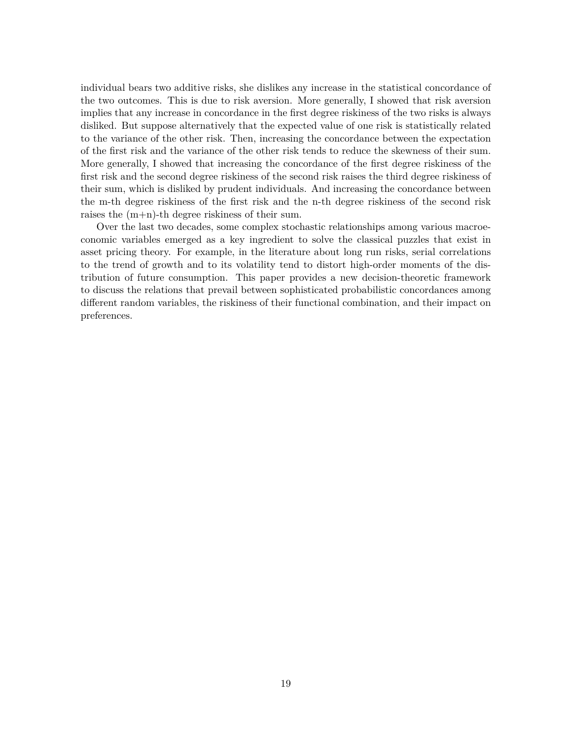individual bears two additive risks, she dislikes any increase in the statistical concordance of the two outcomes. This is due to risk aversion. More generally, I showed that risk aversion implies that any increase in concordance in the first degree riskiness of the two risks is always disliked. But suppose alternatively that the expected value of one risk is statistically related to the variance of the other risk. Then, increasing the concordance between the expectation of the first risk and the variance of the other risk tends to reduce the skewness of their sum. More generally, I showed that increasing the concordance of the first degree riskiness of the first risk and the second degree riskiness of the second risk raises the third degree riskiness of their sum, which is disliked by prudent individuals. And increasing the concordance between the m-th degree riskiness of the first risk and the n-th degree riskiness of the second risk raises the (m+n)-th degree riskiness of their sum.

Over the last two decades, some complex stochastic relationships among various macroeconomic variables emerged as a key ingredient to solve the classical puzzles that exist in asset pricing theory. For example, in the literature about long run risks, serial correlations to the trend of growth and to its volatility tend to distort high-order moments of the distribution of future consumption. This paper provides a new decision-theoretic framework to discuss the relations that prevail between sophisticated probabilistic concordances among different random variables, the riskiness of their functional combination, and their impact on preferences.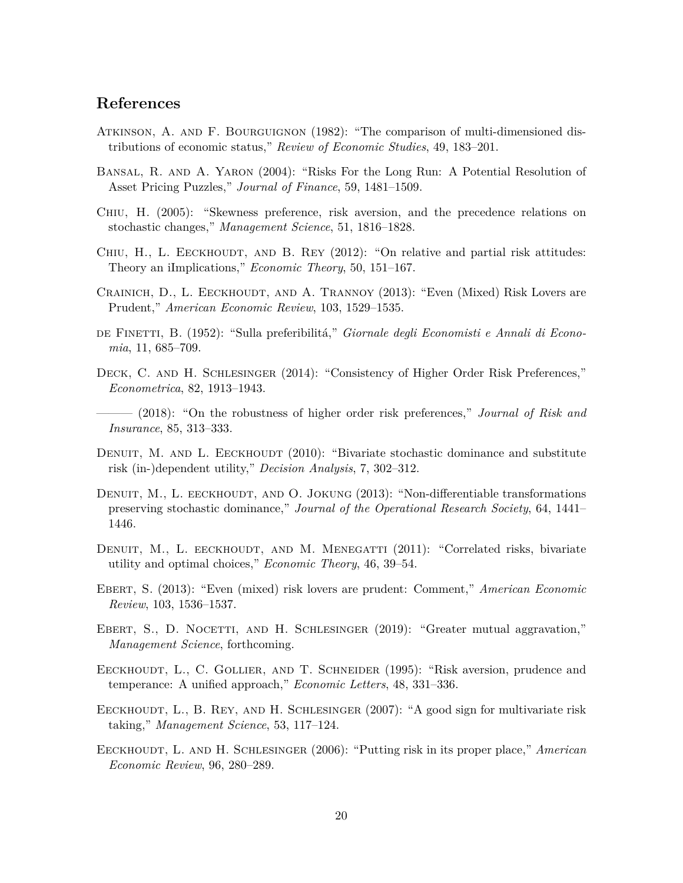## References

Atkinson, A. and F. Bourguignon (1982): "The comparison of multi-dimensioned distributions of economic status," *Review of Economic Studies*, 49, 183–201.

Bansal, R. and A. Yaron (2004): "Risks For the Long Run: A Potential Resolution of Asset Pricing Puzzles," *Journal of Finance*, 59, 1481–1509.

Chiu, H. (2005): "Skewness preference, risk aversion, and the precedence relations on stochastic changes," *Management Science*, 51, 1816–1828.

Chiu, H., L. Eeckhoudt, and B. Rey (2012): "On relative and partial risk attitudes: Theory an iImplications," *Economic Theory*, 50, 151–167.

Crainich, D., L. Eeckhoudt, and A. Trannoy (2013): "Even (Mixed) Risk Lovers are Prudent," *American Economic Review*, 103, 1529–1535.

de Finetti, B. (1952): "Sulla preferibilitá," *Giornale degli Economisti e Annali di Economia*, 11, 685–709.

Deck, C. and H. Schlesinger (2014): "Consistency of Higher Order Risk Preferences," *Econometrica*, 82, 1913–1943.

——— (2018): "On the robustness of higher order risk preferences," *Journal of Risk and Insurance*, 85, 313–333.

Denuit, M. and L. Eeckhoudt (2010): "Bivariate stochastic dominance and substitute risk (in-)dependent utility," *Decision Analysis*, 7, 302–312.

Denuit, M., L. eeckhoudt, and O. Jokung (2013): "Non-differentiable transformations preserving stochastic dominance," *Journal of the Operational Research Society*, 64, 1441–1446.

Denuit, M., L. eeckhoudt, and M. Menegatti (2011): "Correlated risks, bivariate utility and optimal choices," *Economic Theory*, 46, 39–54.

Ebert, S. (2013): "Even (mixed) risk lovers are prudent: Comment," *American Economic Review*, 103, 1536–1537.

Ebert, S., D. Nocetti, and H. Schlesinger (2019): "Greater mutual aggravation," *Management Science*, forthcoming.

Eeckhoudt, L., C. Gollier, and T. Schneider (1995): "Risk aversion, prudence and temperance: A unified approach," *Economic Letters*, 48, 331–336.

Eeckhoudt, L., B. Rey, and H. Schlesinger (2007): "A good sign for multivariate risk taking," *Management Science*, 53, 117–124.

Eeckhoudt, L. and H. Schlesinger (2006): "Putting risk in its proper place," *American Economic Review*, 96, 280–289.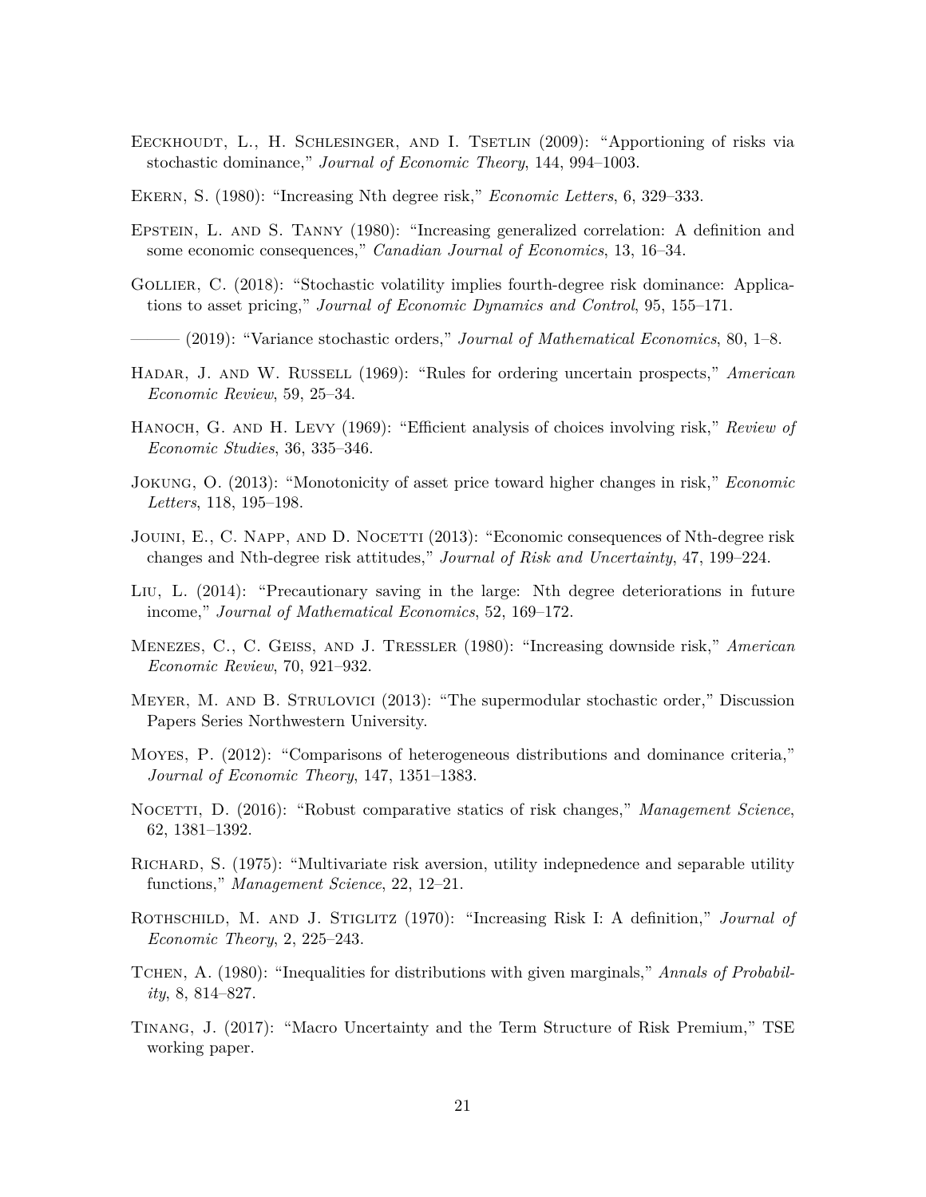Eeckhoudt, L., H. Schlesinger, and I. Tsetlin (2009): "Apportioning of risks via stochastic dominance," *Journal of Economic Theory*, 144, 994–1003.

Ekern, S. (1980): "Increasing Nth degree risk," *Economic Letters*, 6, 329–333.

Epstein, L. and S. Tanny (1980): "Increasing generalized correlation: A definition and some economic consequences," *Canadian Journal of Economics*, 13, 16–34.

Gollier, C. (2018): "Stochastic volatility implies fourth-degree risk dominance: Applications to asset pricing," *Journal of Economic Dynamics and Control*, 95, 155–171.

——— (2019): "Variance stochastic orders," *Journal of Mathematical Economics*, 80, 1–8.

Hadar, J. and W. Russell (1969): "Rules for ordering uncertain prospects," *American Economic Review*, 59, 25–34.

Hanoch, G. and H. Levy (1969): "Efficient analysis of choices involving risk," *Review of Economic Studies*, 36, 335–346.

Jokung, O. (2013): "Monotonicity of asset price toward higher changes in risk," *Economic Letters*, 118, 195–198.

Jouini, E., C. Napp, and D. Nocetti (2013): "Economic consequences of Nth-degree risk changes and Nth-degree risk attitudes," *Journal of Risk and Uncertainty*, 47, 199–224.

Liu, L. (2014): "Precautionary saving in the large: Nth degree deteriorations in future income," *Journal of Mathematical Economics*, 52, 169–172.

Menezes, C., C. Geiss, and J. Tressler (1980): "Increasing downside risk," *American Economic Review*, 70, 921–932.

Meyer, M. and B. Strulovici (2013): "The supermodular stochastic order," Discussion Papers Series Northwestern University.

Moyes, P. (2012): "Comparisons of heterogeneous distributions and dominance criteria," *Journal of Economic Theory*, 147, 1351–1383.

Nocetti, D. (2016): "Robust comparative statics of risk changes," *Management Science*, 62, 1381–1392.

Richard, S. (1975): "Multivariate risk aversion, utility indepnedence and separable utility functions," *Management Science*, 22, 12–21.

Rothschild, M. and J. Stiglitz (1970): "Increasing Risk I: A definition," *Journal of Economic Theory*, 2, 225–243.

Tchen, A. (1980): "Inequalities for distributions with given marginals," *Annals of Probability*, 8, 814–827.

Tinang, J. (2017): "Macro Uncertainty and the Term Structure of Risk Premium," TSE working paper.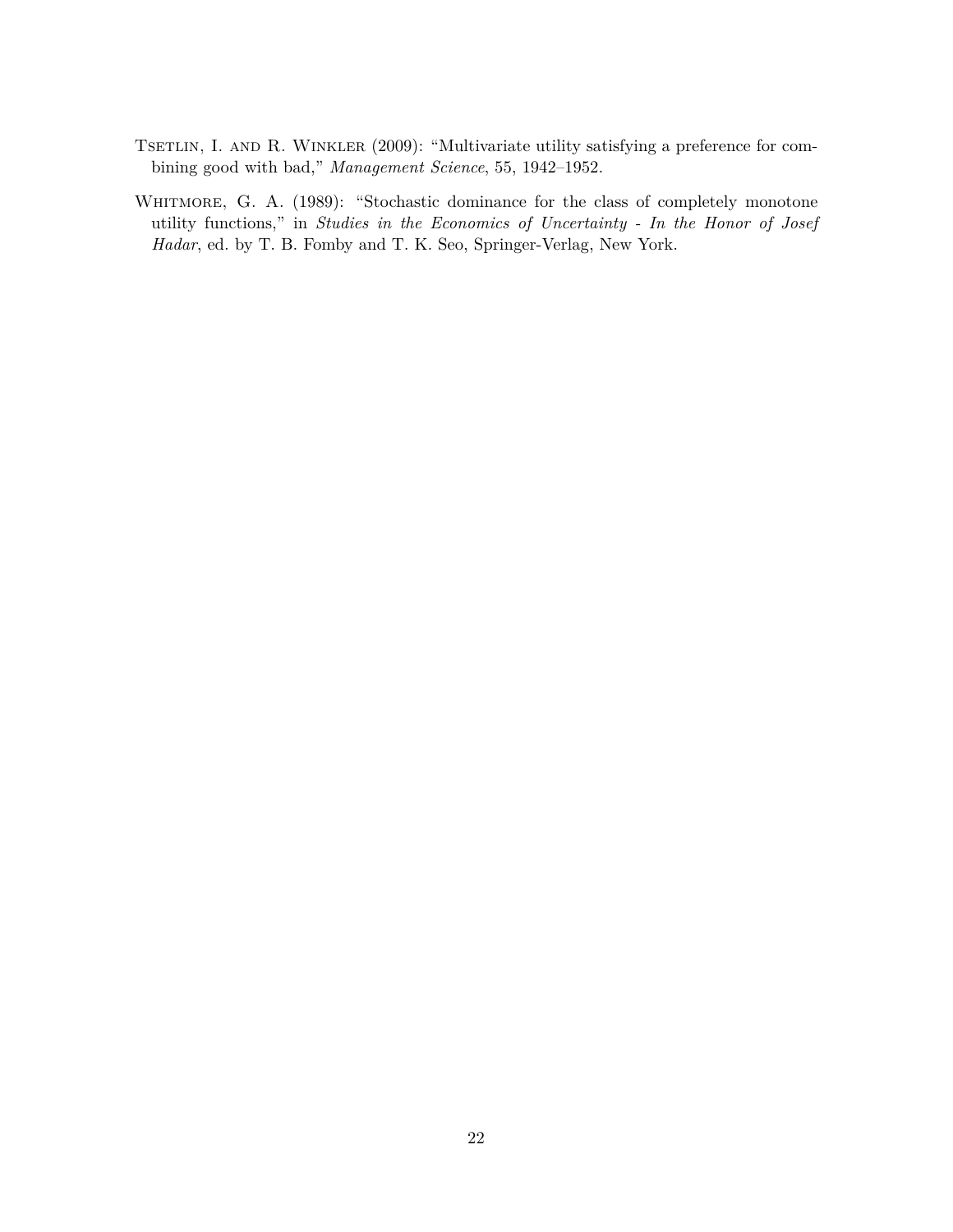Tsetlin, I. and R. Winkler (2009): "Multivariate utility satisfying a preference for combining good with bad," *Management Science*, 55, 1942–1952.

Whitmore, G. A. (1989): "Stochastic dominance for the class of completely monotone utility functions," in *Studies in the Economics of Uncertainty - In the Honor of Josef Hadar*, ed. by T. B. Fomby and T. K. Seo, Springer-Verlag, New York.